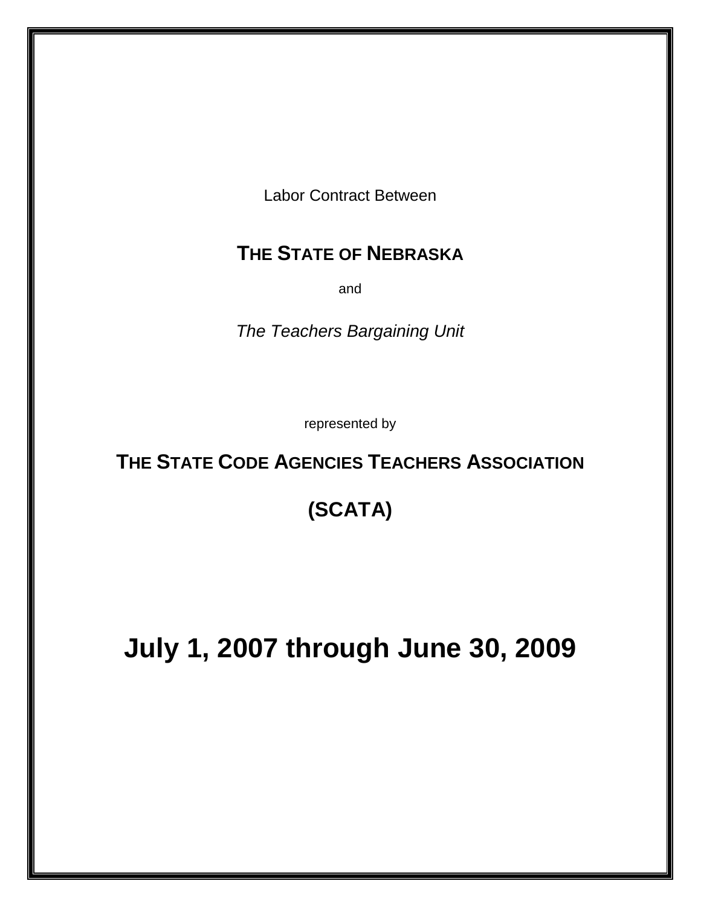Labor Contract Between

# THE STATE OF NEBRASKA

and

*The Teachers Bargaining Unit*

represented by

## THE STATE CODE AGENCIES TEACHERS ASSOCIATION

## (SCATA)

# July 1, 2007 through June 30, 2009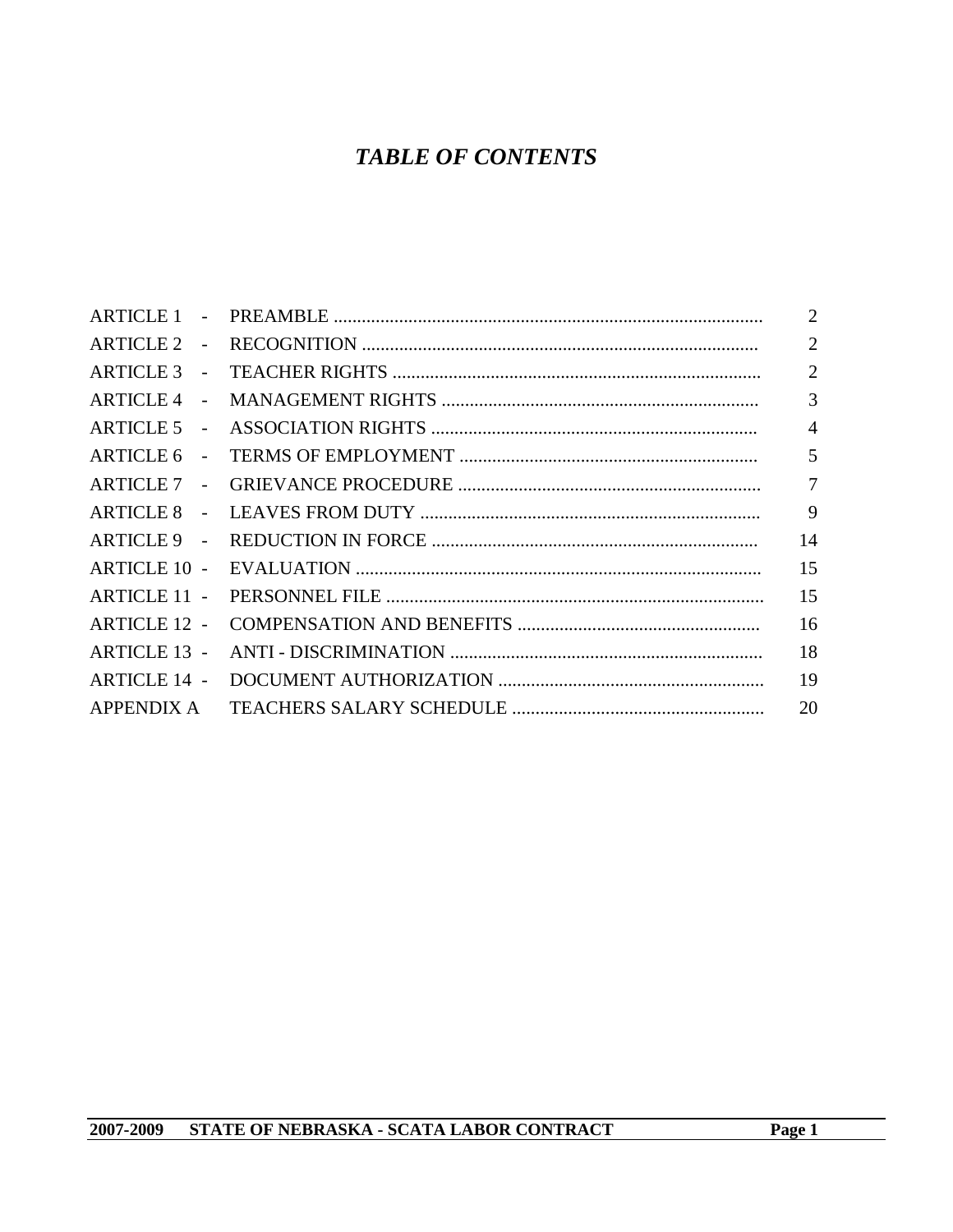# *TABLE OF CONTENTS*

| | | |
|---|---|---|
| ARTICLE 1 - | PREAMBLE | 2 |
| ARTICLE 2 - | RECOGNITION | 2 |
| ARTICLE 3 - | TEACHER RIGHTS | 2 |
| ARTICLE 4 - | MANAGEMENT RIGHTS | 3 |
| ARTICLE 5 - | ASSOCIATION RIGHTS | 4 |
| ARTICLE 6 - | TERMS OF EMPLOYMENT | 5 |
| ARTICLE 7 - | GRIEVANCE PROCEDURE | 7 |
| ARTICLE 8 - | LEAVES FROM DUTY | 9 |
| ARTICLE 9 - | REDUCTION IN FORCE | 14 |
| ARTICLE 10 - | EVALUATION | 15 |
| ARTICLE 11 - | PERSONNEL FILE | 15 |
| ARTICLE 12 - | COMPENSATION AND BENEFITS | 16 |
| ARTICLE 13 - | ANTI - DISCRIMINATION | 18 |
| ARTICLE 14 - | DOCUMENT AUTHORIZATION | 19 |
| APPENDIX A | TEACHERS SALARY SCHEDULE | 20 |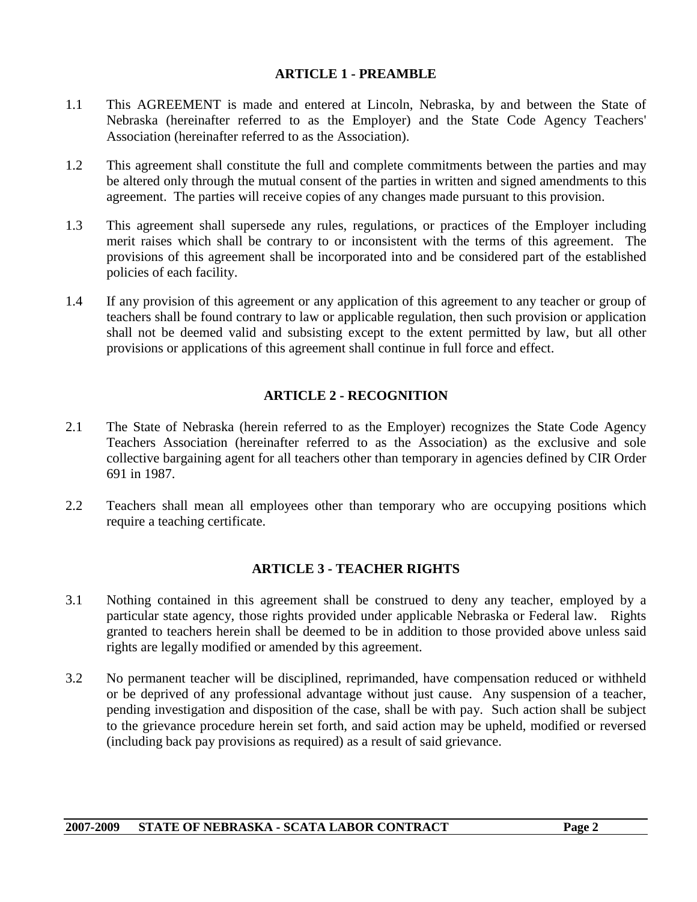## ARTICLE 1 - PREAMBLE

1.1 This AGREEMENT is made and entered at Lincoln, Nebraska, by and between the State of Nebraska (hereinafter referred to as the Employer) and the State Code Agency Teachers' Association (hereinafter referred to as the Association).

1.2 This agreement shall constitute the full and complete commitments between the parties and may be altered only through the mutual consent of the parties in written and signed amendments to this agreement. The parties will receive copies of any changes made pursuant to this provision.

1.3 This agreement shall supersede any rules, regulations, or practices of the Employer including merit raises which shall be contrary to or inconsistent with the terms of this agreement. The provisions of this agreement shall be incorporated into and be considered part of the established policies of each facility.

1.4 If any provision of this agreement or any application of this agreement to any teacher or group of teachers shall be found contrary to law or applicable regulation, then such provision or application shall not be deemed valid and subsisting except to the extent permitted by law, but all other provisions or applications of this agreement shall continue in full force and effect.

## ARTICLE 2 - RECOGNITION

2.1 The State of Nebraska (herein referred to as the Employer) recognizes the State Code Agency Teachers Association (hereinafter referred to as the Association) as the exclusive and sole collective bargaining agent for all teachers other than temporary in agencies defined by CIR Order 691 in 1987.

2.2 Teachers shall mean all employees other than temporary who are occupying positions which require a teaching certificate.

## ARTICLE 3 - TEACHER RIGHTS

3.1 Nothing contained in this agreement shall be construed to deny any teacher, employed by a particular state agency, those rights provided under applicable Nebraska or Federal law. Rights granted to teachers herein shall be deemed to be in addition to those provided above unless said rights are legally modified or amended by this agreement.

3.2 No permanent teacher will be disciplined, reprimanded, have compensation reduced or withheld or be deprived of any professional advantage without just cause. Any suspension of a teacher, pending investigation and disposition of the case, shall be with pay. Such action shall be subject to the grievance procedure herein set forth, and said action may be upheld, modified or reversed (including back pay provisions as required) as a result of said grievance.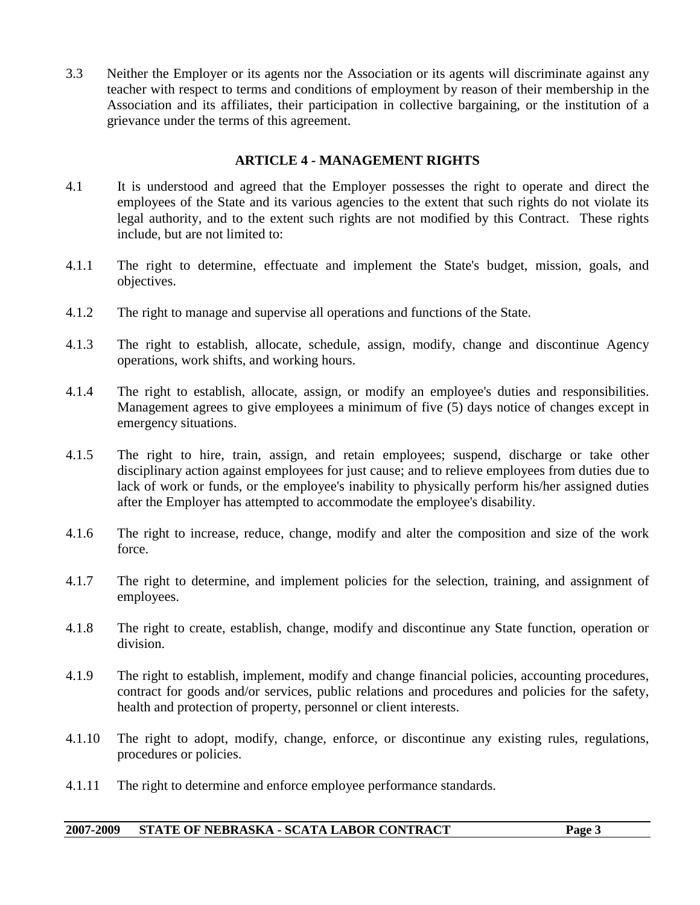3.3 Neither the Employer or its agents nor the Association or its agents will discriminate against any teacher with respect to terms and conditions of employment by reason of their membership in the Association and its affiliates, their participation in collective bargaining, or the institution of a grievance under the terms of this agreement.

## ARTICLE 4 - MANAGEMENT RIGHTS

4.1 It is understood and agreed that the Employer possesses the right to operate and direct the employees of the State and its various agencies to the extent that such rights do not violate its legal authority, and to the extent such rights are not modified by this Contract. These rights include, but are not limited to:

4.1.1 The right to determine, effectuate and implement the State's budget, mission, goals, and objectives.

4.1.2 The right to manage and supervise all operations and functions of the State.

4.1.3 The right to establish, allocate, schedule, assign, modify, change and discontinue Agency operations, work shifts, and working hours.

4.1.4 The right to establish, allocate, assign, or modify an employee's duties and responsibilities. Management agrees to give employees a minimum of five (5) days notice of changes except in emergency situations.

4.1.5 The right to hire, train, assign, and retain employees; suspend, discharge or take other disciplinary action against employees for just cause; and to relieve employees from duties due to lack of work or funds, or the employee's inability to physically perform his/her assigned duties after the Employer has attempted to accommodate the employee's disability.

4.1.6 The right to increase, reduce, change, modify and alter the composition and size of the work force.

4.1.7 The right to determine, and implement policies for the selection, training, and assignment of employees.

4.1.8 The right to create, establish, change, modify and discontinue any State function, operation or division.

4.1.9 The right to establish, implement, modify and change financial policies, accounting procedures, contract for goods and/or services, public relations and procedures and policies for the safety, health and protection of property, personnel or client interests.

4.1.10 The right to adopt, modify, change, enforce, or discontinue any existing rules, regulations, procedures or policies.

4.1.11 The right to determine and enforce employee performance standards.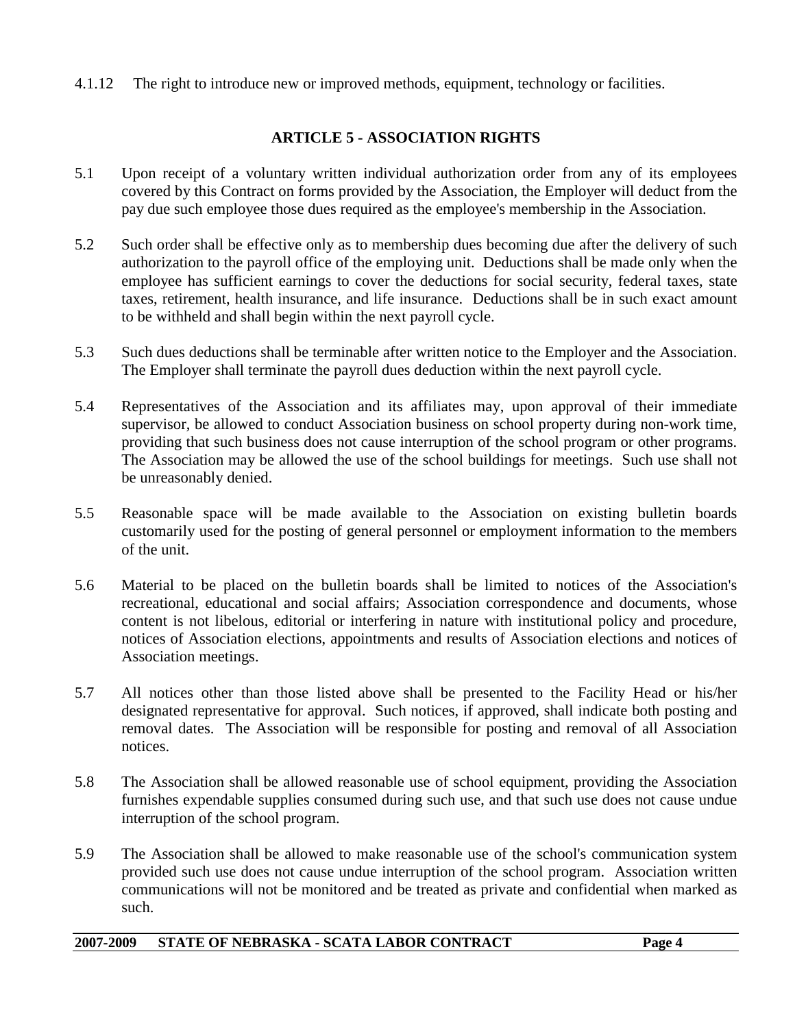4.1.12 The right to introduce new or improved methods, equipment, technology or facilities.

## ARTICLE 5 - ASSOCIATION RIGHTS

5.1 Upon receipt of a voluntary written individual authorization order from any of its employees covered by this Contract on forms provided by the Association, the Employer will deduct from the pay due such employee those dues required as the employee's membership in the Association.

5.2 Such order shall be effective only as to membership dues becoming due after the delivery of such authorization to the payroll office of the employing unit. Deductions shall be made only when the employee has sufficient earnings to cover the deductions for social security, federal taxes, state taxes, retirement, health insurance, and life insurance. Deductions shall be in such exact amount to be withheld and shall begin within the next payroll cycle.

5.3 Such dues deductions shall be terminable after written notice to the Employer and the Association. The Employer shall terminate the payroll dues deduction within the next payroll cycle.

5.4 Representatives of the Association and its affiliates may, upon approval of their immediate supervisor, be allowed to conduct Association business on school property during non-work time, providing that such business does not cause interruption of the school program or other programs. The Association may be allowed the use of the school buildings for meetings. Such use shall not be unreasonably denied.

5.5 Reasonable space will be made available to the Association on existing bulletin boards customarily used for the posting of general personnel or employment information to the members of the unit.

5.6 Material to be placed on the bulletin boards shall be limited to notices of the Association's recreational, educational and social affairs; Association correspondence and documents, whose content is not libelous, editorial or interfering in nature with institutional policy and procedure, notices of Association elections, appointments and results of Association elections and notices of Association meetings.

5.7 All notices other than those listed above shall be presented to the Facility Head or his/her designated representative for approval. Such notices, if approved, shall indicate both posting and removal dates. The Association will be responsible for posting and removal of all Association notices.

5.8 The Association shall be allowed reasonable use of school equipment, providing the Association furnishes expendable supplies consumed during such use, and that such use does not cause undue interruption of the school program.

5.9 The Association shall be allowed to make reasonable use of the school's communication system provided such use does not cause undue interruption of the school program. Association written communications will not be monitored and be treated as private and confidential when marked as such.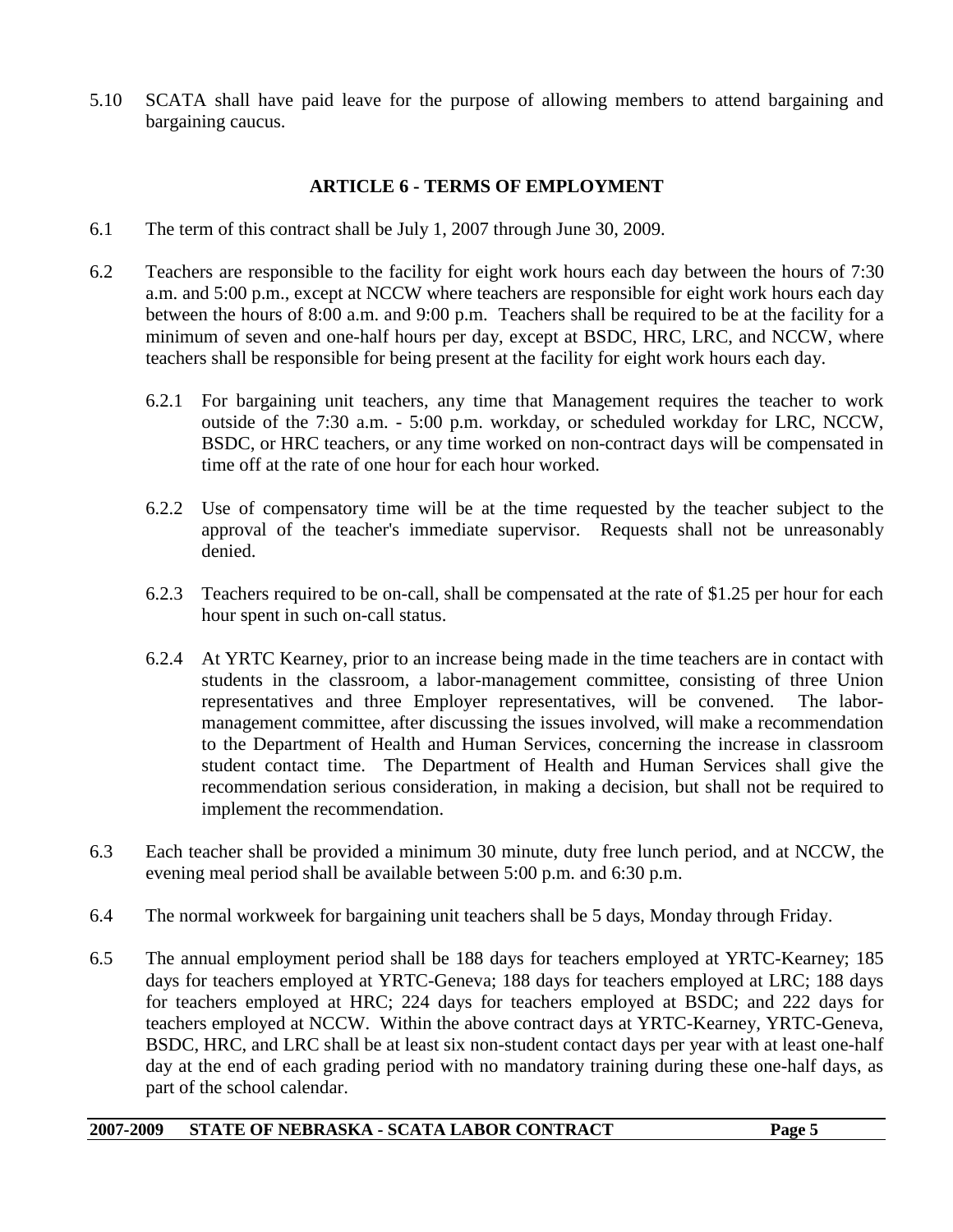5.10 SCATA shall have paid leave for the purpose of allowing members to attend bargaining and bargaining caucus.

## ARTICLE 6 - TERMS OF EMPLOYMENT

6.1 The term of this contract shall be July 1, 2007 through June 30, 2009.

6.2 Teachers are responsible to the facility for eight work hours each day between the hours of 7:30 a.m. and 5:00 p.m., except at NCCW where teachers are responsible for eight work hours each day between the hours of 8:00 a.m. and 9:00 p.m. Teachers shall be required to be at the facility for a minimum of seven and one-half hours per day, except at BSDC, HRC, LRC, and NCCW, where teachers shall be responsible for being present at the facility for eight work hours each day.

6.2.1 For bargaining unit teachers, any time that Management requires the teacher to work outside of the 7:30 a.m. - 5:00 p.m. workday, or scheduled workday for LRC, NCCW, BSDC, or HRC teachers, or any time worked on non-contract days will be compensated in time off at the rate of one hour for each hour worked.

6.2.2 Use of compensatory time will be at the time requested by the teacher subject to the approval of the teacher's immediate supervisor. Requests shall not be unreasonably denied.

6.2.3 Teachers required to be on-call, shall be compensated at the rate of $1.25 per hour for each hour spent in such on-call status.

6.2.4 At YRTC Kearney, prior to an increase being made in the time teachers are in contact with students in the classroom, a labor-management committee, consisting of three Union representatives and three Employer representatives, will be convened. The labor-management committee, after discussing the issues involved, will make a recommendation to the Department of Health and Human Services, concerning the increase in classroom student contact time. The Department of Health and Human Services shall give the recommendation serious consideration, in making a decision, but shall not be required to implement the recommendation.

6.3 Each teacher shall be provided a minimum 30 minute, duty free lunch period, and at NCCW, the evening meal period shall be available between 5:00 p.m. and 6:30 p.m.

6.4 The normal workweek for bargaining unit teachers shall be 5 days, Monday through Friday.

6.5 The annual employment period shall be 188 days for teachers employed at YRTC-Kearney; 185 days for teachers employed at YRTC-Geneva; 188 days for teachers employed at LRC; 188 days for teachers employed at HRC; 224 days for teachers employed at BSDC; and 222 days for teachers employed at NCCW. Within the above contract days at YRTC-Kearney, YRTC-Geneva, BSDC, HRC, and LRC shall be at least six non-student contact days per year with at least one-half day at the end of each grading period with no mandatory training during these one-half days, as part of the school calendar.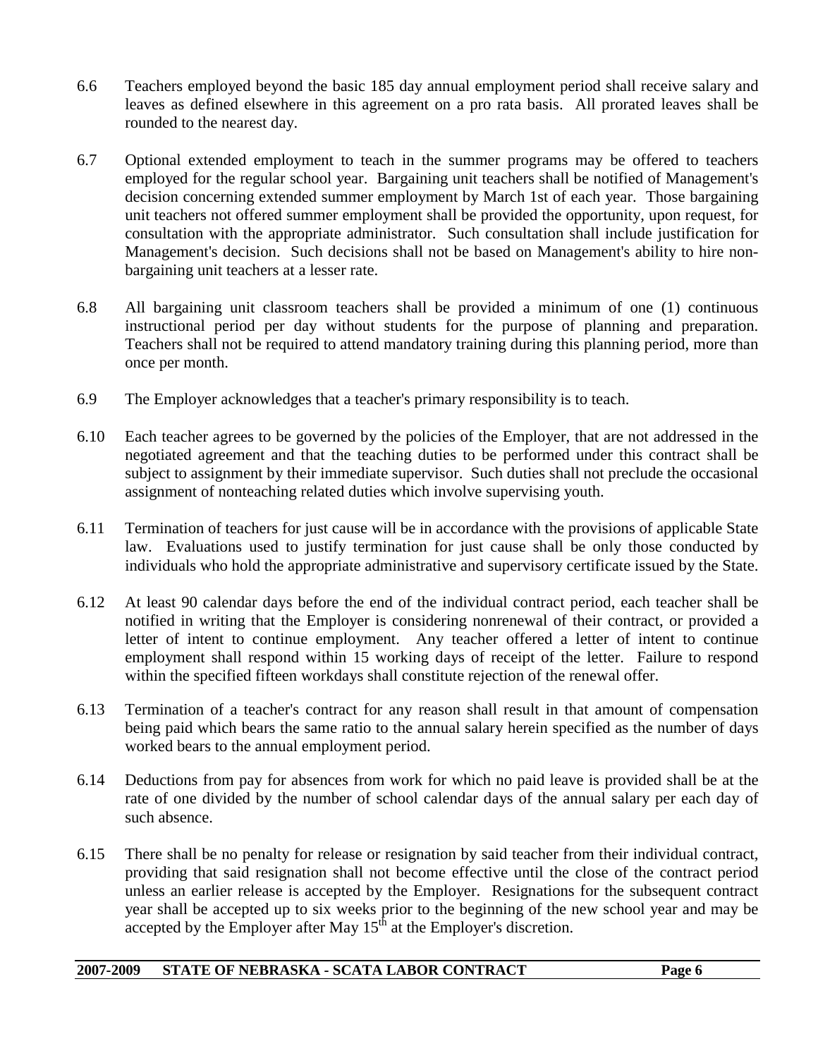6.6 Teachers employed beyond the basic 185 day annual employment period shall receive salary and leaves as defined elsewhere in this agreement on a pro rata basis. All prorated leaves shall be rounded to the nearest day.

6.7 Optional extended employment to teach in the summer programs may be offered to teachers employed for the regular school year. Bargaining unit teachers shall be notified of Management's decision concerning extended summer employment by March 1st of each year. Those bargaining unit teachers not offered summer employment shall be provided the opportunity, upon request, for consultation with the appropriate administrator. Such consultation shall include justification for Management's decision. Such decisions shall not be based on Management's ability to hire non-bargaining unit teachers at a lesser rate.

6.8 All bargaining unit classroom teachers shall be provided a minimum of one (1) continuous instructional period per day without students for the purpose of planning and preparation. Teachers shall not be required to attend mandatory training during this planning period, more than once per month.

6.9 The Employer acknowledges that a teacher's primary responsibility is to teach.

6.10 Each teacher agrees to be governed by the policies of the Employer, that are not addressed in the negotiated agreement and that the teaching duties to be performed under this contract shall be subject to assignment by their immediate supervisor. Such duties shall not preclude the occasional assignment of nonteaching related duties which involve supervising youth.

6.11 Termination of teachers for just cause will be in accordance with the provisions of applicable State law. Evaluations used to justify termination for just cause shall be only those conducted by individuals who hold the appropriate administrative and supervisory certificate issued by the State.

6.12 At least 90 calendar days before the end of the individual contract period, each teacher shall be notified in writing that the Employer is considering nonrenewal of their contract, or provided a letter of intent to continue employment. Any teacher offered a letter of intent to continue employment shall respond within 15 working days of receipt of the letter. Failure to respond within the specified fifteen workdays shall constitute rejection of the renewal offer.

6.13 Termination of a teacher's contract for any reason shall result in that amount of compensation being paid which bears the same ratio to the annual salary herein specified as the number of days worked bears to the annual employment period.

6.14 Deductions from pay for absences from work for which no paid leave is provided shall be at the rate of one divided by the number of school calendar days of the annual salary per each day of such absence.

6.15 There shall be no penalty for release or resignation by said teacher from their individual contract, providing that said resignation shall not become effective until the close of the contract period unless an earlier release is accepted by the Employer. Resignations for the subsequent contract year shall be accepted up to six weeks prior to the beginning of the new school year and may be accepted by the Employer after May 15th at the Employer's discretion.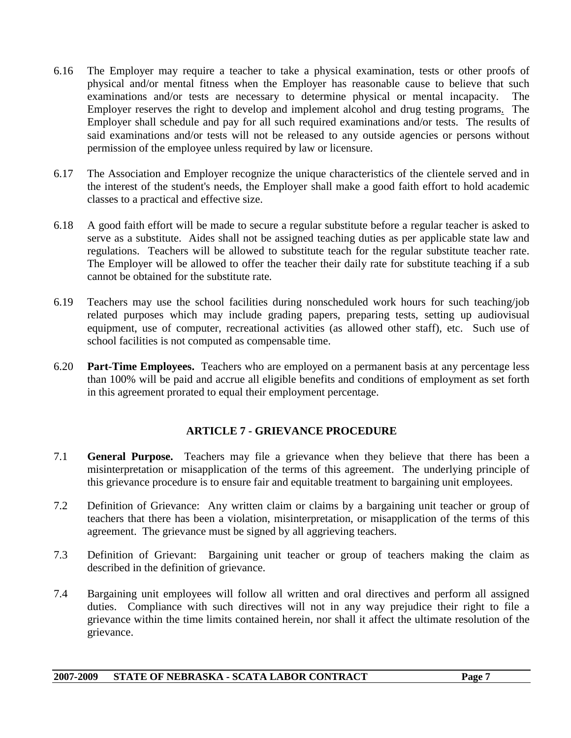6.16 The Employer may require a teacher to take a physical examination, tests or other proofs of physical and/or mental fitness when the Employer has reasonable cause to believe that such examinations and/or tests are necessary to determine physical or mental incapacity. The Employer reserves the right to develop and implement alcohol and drug testing programs. The Employer shall schedule and pay for all such required examinations and/or tests. The results of said examinations and/or tests will not be released to any outside agencies or persons without permission of the employee unless required by law or licensure.

6.17 The Association and Employer recognize the unique characteristics of the clientele served and in the interest of the student's needs, the Employer shall make a good faith effort to hold academic classes to a practical and effective size.

6.18 A good faith effort will be made to secure a regular substitute before a regular teacher is asked to serve as a substitute. Aides shall not be assigned teaching duties as per applicable state law and regulations. Teachers will be allowed to substitute teach for the regular substitute teacher rate. The Employer will be allowed to offer the teacher their daily rate for substitute teaching if a sub cannot be obtained for the substitute rate.

6.19 Teachers may use the school facilities during nonscheduled work hours for such teaching/job related purposes which may include grading papers, preparing tests, setting up audiovisual equipment, use of computer, recreational activities (as allowed other staff), etc. Such use of school facilities is not computed as compensable time.

6.20 **Part-Time Employees.** Teachers who are employed on a permanent basis at any percentage less than 100% will be paid and accrue all eligible benefits and conditions of employment as set forth in this agreement prorated to equal their employment percentage.

## ARTICLE 7 - GRIEVANCE PROCEDURE

7.1 **General Purpose.** Teachers may file a grievance when they believe that there has been a misinterpretation or misapplication of the terms of this agreement. The underlying principle of this grievance procedure is to ensure fair and equitable treatment to bargaining unit employees.

7.2 Definition of Grievance: Any written claim or claims by a bargaining unit teacher or group of teachers that there has been a violation, misinterpretation, or misapplication of the terms of this agreement. The grievance must be signed by all aggrieving teachers.

7.3 Definition of Grievant: Bargaining unit teacher or group of teachers making the claim as described in the definition of grievance.

7.4 Bargaining unit employees will follow all written and oral directives and perform all assigned duties. Compliance with such directives will not in any way prejudice their right to file a grievance within the time limits contained herein, nor shall it affect the ultimate resolution of the grievance.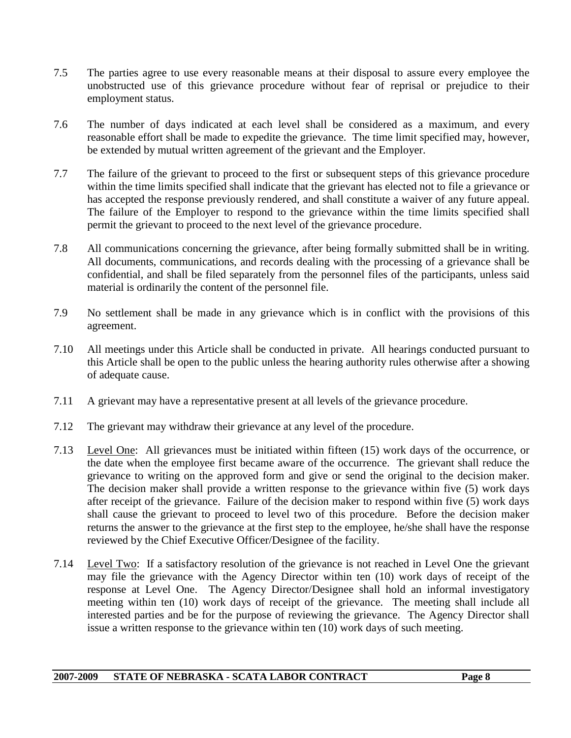7.5 The parties agree to use every reasonable means at their disposal to assure every employee the unobstructed use of this grievance procedure without fear of reprisal or prejudice to their employment status.

7.6 The number of days indicated at each level shall be considered as a maximum, and every reasonable effort shall be made to expedite the grievance. The time limit specified may, however, be extended by mutual written agreement of the grievant and the Employer.

7.7 The failure of the grievant to proceed to the first or subsequent steps of this grievance procedure within the time limits specified shall indicate that the grievant has elected not to file a grievance or has accepted the response previously rendered, and shall constitute a waiver of any future appeal. The failure of the Employer to respond to the grievance within the time limits specified shall permit the grievant to proceed to the next level of the grievance procedure.

7.8 All communications concerning the grievance, after being formally submitted shall be in writing. All documents, communications, and records dealing with the processing of a grievance shall be confidential, and shall be filed separately from the personnel files of the participants, unless said material is ordinarily the content of the personnel file.

7.9 No settlement shall be made in any grievance which is in conflict with the provisions of this agreement.

7.10 All meetings under this Article shall be conducted in private. All hearings conducted pursuant to this Article shall be open to the public unless the hearing authority rules otherwise after a showing of adequate cause.

7.11 A grievant may have a representative present at all levels of the grievance procedure.

7.12 The grievant may withdraw their grievance at any level of the procedure.

7.13 Level One: All grievances must be initiated within fifteen (15) work days of the occurrence, or the date when the employee first became aware of the occurrence. The grievant shall reduce the grievance to writing on the approved form and give or send the original to the decision maker. The decision maker shall provide a written response to the grievance within five (5) work days after receipt of the grievance. Failure of the decision maker to respond within five (5) work days shall cause the grievant to proceed to level two of this procedure. Before the decision maker returns the answer to the grievance at the first step to the employee, he/she shall have the response reviewed by the Chief Executive Officer/Designee of the facility.

7.14 Level Two: If a satisfactory resolution of the grievance is not reached in Level One the grievant may file the grievance with the Agency Director within ten (10) work days of receipt of the response at Level One. The Agency Director/Designee shall hold an informal investigatory meeting within ten (10) work days of receipt of the grievance. The meeting shall include all interested parties and be for the purpose of reviewing the grievance. The Agency Director shall issue a written response to the grievance within ten (10) work days of such meeting.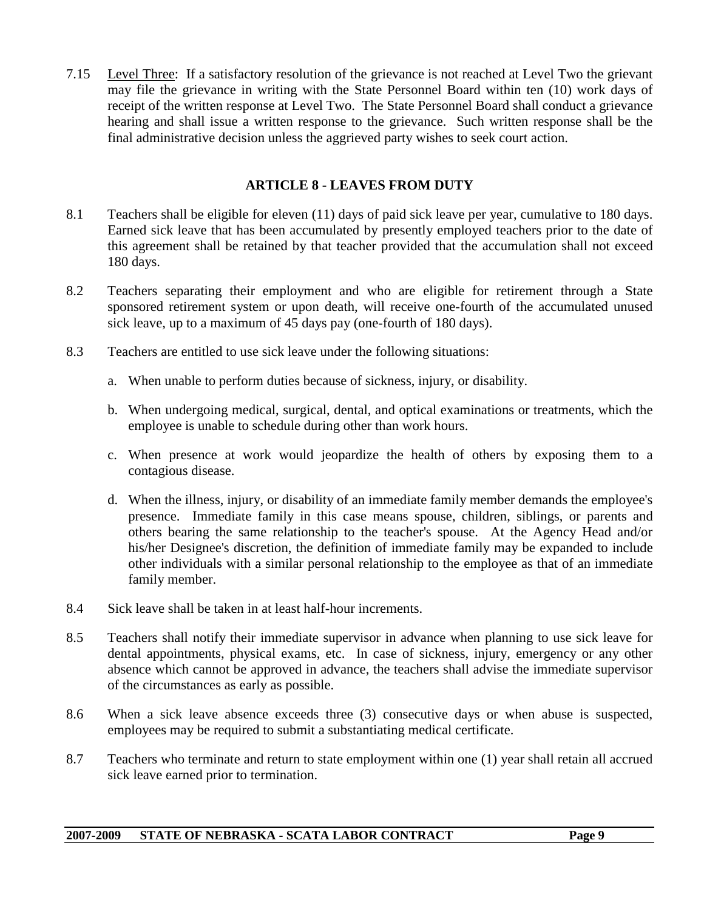7.15 Level Three: If a satisfactory resolution of the grievance is not reached at Level Two the grievant may file the grievance in writing with the State Personnel Board within ten (10) work days of receipt of the written response at Level Two. The State Personnel Board shall conduct a grievance hearing and shall issue a written response to the grievance. Such written response shall be the final administrative decision unless the aggrieved party wishes to seek court action.

## ARTICLE 8 - LEAVES FROM DUTY

8.1 Teachers shall be eligible for eleven (11) days of paid sick leave per year, cumulative to 180 days. Earned sick leave that has been accumulated by presently employed teachers prior to the date of this agreement shall be retained by that teacher provided that the accumulation shall not exceed 180 days.

8.2 Teachers separating their employment and who are eligible for retirement through a State sponsored retirement system or upon death, will receive one-fourth of the accumulated unused sick leave, up to a maximum of 45 days pay (one-fourth of 180 days).

8.3 Teachers are entitled to use sick leave under the following situations:

a. When unable to perform duties because of sickness, injury, or disability.

b. When undergoing medical, surgical, dental, and optical examinations or treatments, which the employee is unable to schedule during other than work hours.

c. When presence at work would jeopardize the health of others by exposing them to a contagious disease.

d. When the illness, injury, or disability of an immediate family member demands the employee's presence. Immediate family in this case means spouse, children, siblings, or parents and others bearing the same relationship to the teacher's spouse. At the Agency Head and/or his/her Designee's discretion, the definition of immediate family may be expanded to include other individuals with a similar personal relationship to the employee as that of an immediate family member.

8.4 Sick leave shall be taken in at least half-hour increments.

8.5 Teachers shall notify their immediate supervisor in advance when planning to use sick leave for dental appointments, physical exams, etc. In case of sickness, injury, emergency or any other absence which cannot be approved in advance, the teachers shall advise the immediate supervisor of the circumstances as early as possible.

8.6 When a sick leave absence exceeds three (3) consecutive days or when abuse is suspected, employees may be required to submit a substantiating medical certificate.

8.7 Teachers who terminate and return to state employment within one (1) year shall retain all accrued sick leave earned prior to termination.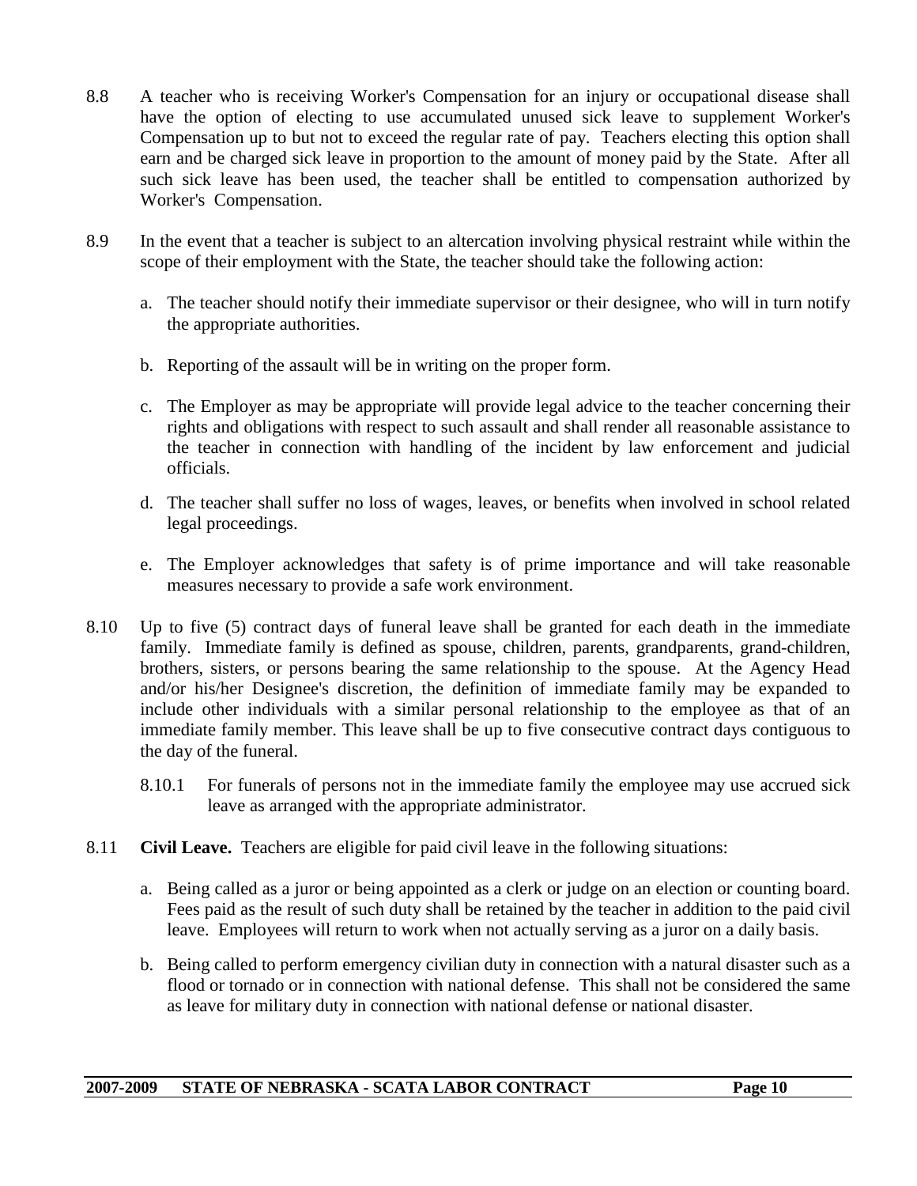8.8 A teacher who is receiving Worker's Compensation for an injury or occupational disease shall have the option of electing to use accumulated unused sick leave to supplement Worker's Compensation up to but not to exceed the regular rate of pay. Teachers electing this option shall earn and be charged sick leave in proportion to the amount of money paid by the State. After all such sick leave has been used, the teacher shall be entitled to compensation authorized by Worker's Compensation.

8.9 In the event that a teacher is subject to an altercation involving physical restraint while within the scope of their employment with the State, the teacher should take the following action:

a. The teacher should notify their immediate supervisor or their designee, who will in turn notify the appropriate authorities.

b. Reporting of the assault will be in writing on the proper form.

c. The Employer as may be appropriate will provide legal advice to the teacher concerning their rights and obligations with respect to such assault and shall render all reasonable assistance to the teacher in connection with handling of the incident by law enforcement and judicial officials.

d. The teacher shall suffer no loss of wages, leaves, or benefits when involved in school related legal proceedings.

e. The Employer acknowledges that safety is of prime importance and will take reasonable measures necessary to provide a safe work environment.

8.10 Up to five (5) contract days of funeral leave shall be granted for each death in the immediate family. Immediate family is defined as spouse, children, parents, grandparents, grand-children, brothers, sisters, or persons bearing the same relationship to the spouse. At the Agency Head and/or his/her Designee's discretion, the definition of immediate family may be expanded to include other individuals with a similar personal relationship to the employee as that of an immediate family member. This leave shall be up to five consecutive contract days contiguous to the day of the funeral.

8.10.1 For funerals of persons not in the immediate family the employee may use accrued sick leave as arranged with the appropriate administrator.

8.11 **Civil Leave.** Teachers are eligible for paid civil leave in the following situations:

a. Being called as a juror or being appointed as a clerk or judge on an election or counting board. Fees paid as the result of such duty shall be retained by the teacher in addition to the paid civil leave. Employees will return to work when not actually serving as a juror on a daily basis.

b. Being called to perform emergency civilian duty in connection with a natural disaster such as a flood or tornado or in connection with national defense. This shall not be considered the same as leave for military duty in connection with national defense or national disaster.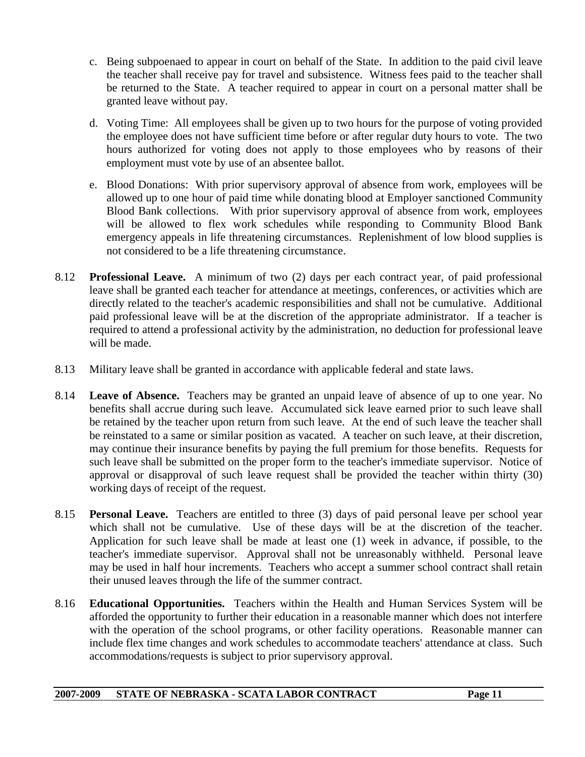c. Being subpoenaed to appear in court on behalf of the State. In addition to the paid civil leave the teacher shall receive pay for travel and subsistence. Witness fees paid to the teacher shall be returned to the State. A teacher required to appear in court on a personal matter shall be granted leave without pay.

d. Voting Time: All employees shall be given up to two hours for the purpose of voting provided the employee does not have sufficient time before or after regular duty hours to vote. The two hours authorized for voting does not apply to those employees who by reasons of their employment must vote by use of an absentee ballot.

e. Blood Donations: With prior supervisory approval of absence from work, employees will be allowed up to one hour of paid time while donating blood at Employer sanctioned Community Blood Bank collections. With prior supervisory approval of absence from work, employees will be allowed to flex work schedules while responding to Community Blood Bank emergency appeals in life threatening circumstances. Replenishment of low blood supplies is not considered to be a life threatening circumstance.

8.12 **Professional Leave.** A minimum of two (2) days per each contract year, of paid professional leave shall be granted each teacher for attendance at meetings, conferences, or activities which are directly related to the teacher's academic responsibilities and shall not be cumulative. Additional paid professional leave will be at the discretion of the appropriate administrator. If a teacher is required to attend a professional activity by the administration, no deduction for professional leave will be made.

8.13 Military leave shall be granted in accordance with applicable federal and state laws.

8.14 **Leave of Absence.** Teachers may be granted an unpaid leave of absence of up to one year. No benefits shall accrue during such leave. Accumulated sick leave earned prior to such leave shall be retained by the teacher upon return from such leave. At the end of such leave the teacher shall be reinstated to a same or similar position as vacated. A teacher on such leave, at their discretion, may continue their insurance benefits by paying the full premium for those benefits. Requests for such leave shall be submitted on the proper form to the teacher's immediate supervisor. Notice of approval or disapproval of such leave request shall be provided the teacher within thirty (30) working days of receipt of the request.

8.15 **Personal Leave.** Teachers are entitled to three (3) days of paid personal leave per school year which shall not be cumulative. Use of these days will be at the discretion of the teacher. Application for such leave shall be made at least one (1) week in advance, if possible, to the teacher's immediate supervisor. Approval shall not be unreasonably withheld. Personal leave may be used in half hour increments. Teachers who accept a summer school contract shall retain their unused leaves through the life of the summer contract.

8.16 **Educational Opportunities.** Teachers within the Health and Human Services System will be afforded the opportunity to further their education in a reasonable manner which does not interfere with the operation of the school programs, or other facility operations. Reasonable manner can include flex time changes and work schedules to accommodate teachers' attendance at class. Such accommodations/requests is subject to prior supervisory approval.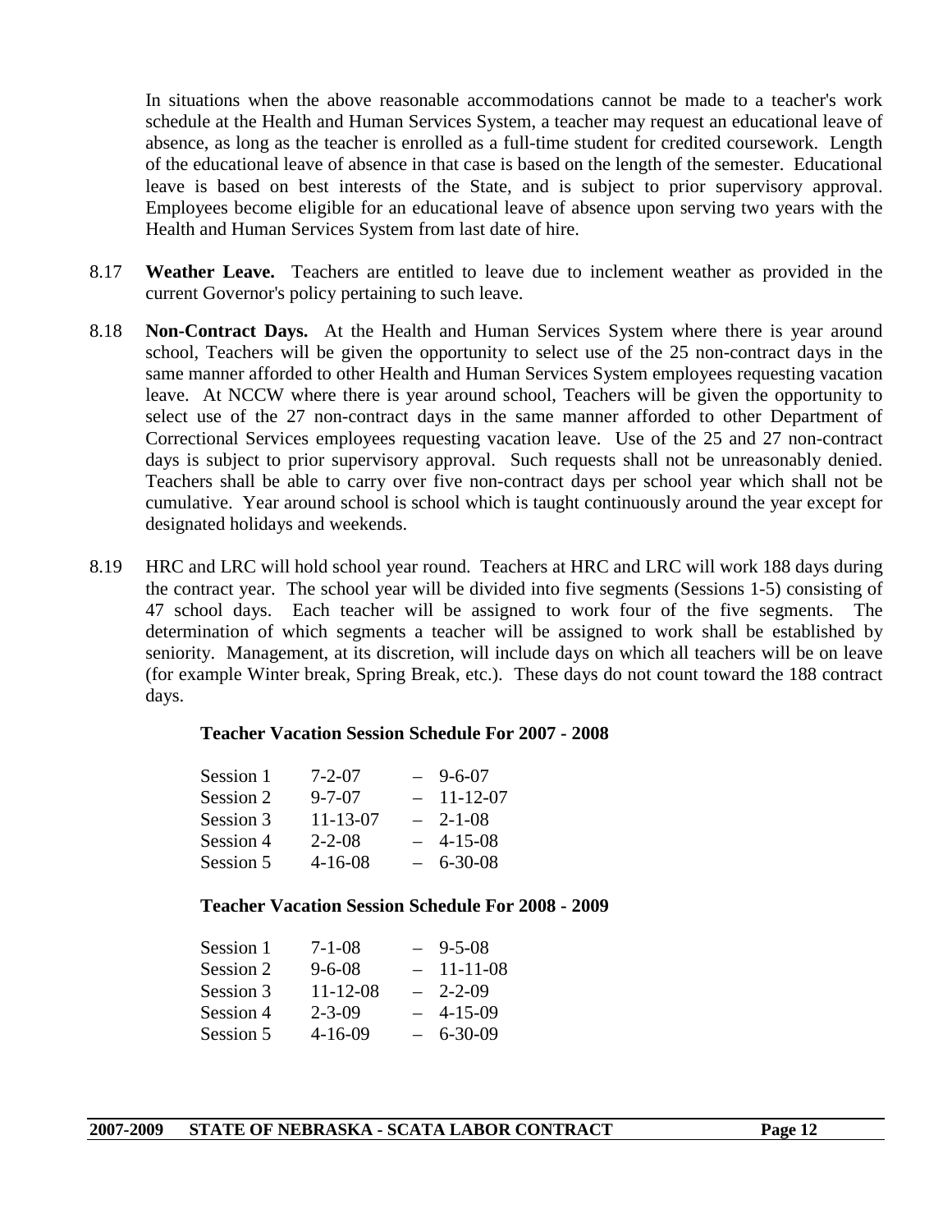In situations when the above reasonable accommodations cannot be made to a teacher's work schedule at the Health and Human Services System, a teacher may request an educational leave of absence, as long as the teacher is enrolled as a full-time student for credited coursework. Length of the educational leave of absence in that case is based on the length of the semester. Educational leave is based on best interests of the State, and is subject to prior supervisory approval. Employees become eligible for an educational leave of absence upon serving two years with the Health and Human Services System from last date of hire.

8.17 **Weather Leave.** Teachers are entitled to leave due to inclement weather as provided in the current Governor's policy pertaining to such leave.

8.18 **Non-Contract Days.** At the Health and Human Services System where there is year around school, Teachers will be given the opportunity to select use of the 25 non-contract days in the same manner afforded to other Health and Human Services System employees requesting vacation leave. At NCCW where there is year around school, Teachers will be given the opportunity to select use of the 27 non-contract days in the same manner afforded to other Department of Correctional Services employees requesting vacation leave. Use of the 25 and 27 non-contract days is subject to prior supervisory approval. Such requests shall not be unreasonably denied. Teachers shall be able to carry over five non-contract days per school year which shall not be cumulative. Year around school is school which is taught continuously around the year except for designated holidays and weekends.

8.19 HRC and LRC will hold school year round. Teachers at HRC and LRC will work 188 days during the contract year. The school year will be divided into five segments (Sessions 1-5) consisting of 47 school days. Each teacher will be assigned to work four of the five segments. The determination of which segments a teacher will be assigned to work shall be established by seniority. Management, at its discretion, will include days on which all teachers will be on leave (for example Winter break, Spring Break, etc.). These days do not count toward the 188 contract days.

**Teacher Vacation Session Schedule For 2007 - 2008**

| Session | Start | | End |
|---|---|---|---|
| Session 1 | 7-2-07 | – | 9-6-07 |
| Session 2 | 9-7-07 | – | 11-12-07 |
| Session 3 | 11-13-07 | – | 2-1-08 |
| Session 4 | 2-2-08 | – | 4-15-08 |
| Session 5 | 4-16-08 | – | 6-30-08 |

**Teacher Vacation Session Schedule For 2008 - 2009**

| Session | Start | | End |
|---|---|---|---|
| Session 1 | 7-1-08 | – | 9-5-08 |
| Session 2 | 9-6-08 | – | 11-11-08 |
| Session 3 | 11-12-08 | – | 2-2-09 |
| Session 4 | 2-3-09 | – | 4-15-09 |
| Session 5 | 4-16-09 | – | 6-30-09 |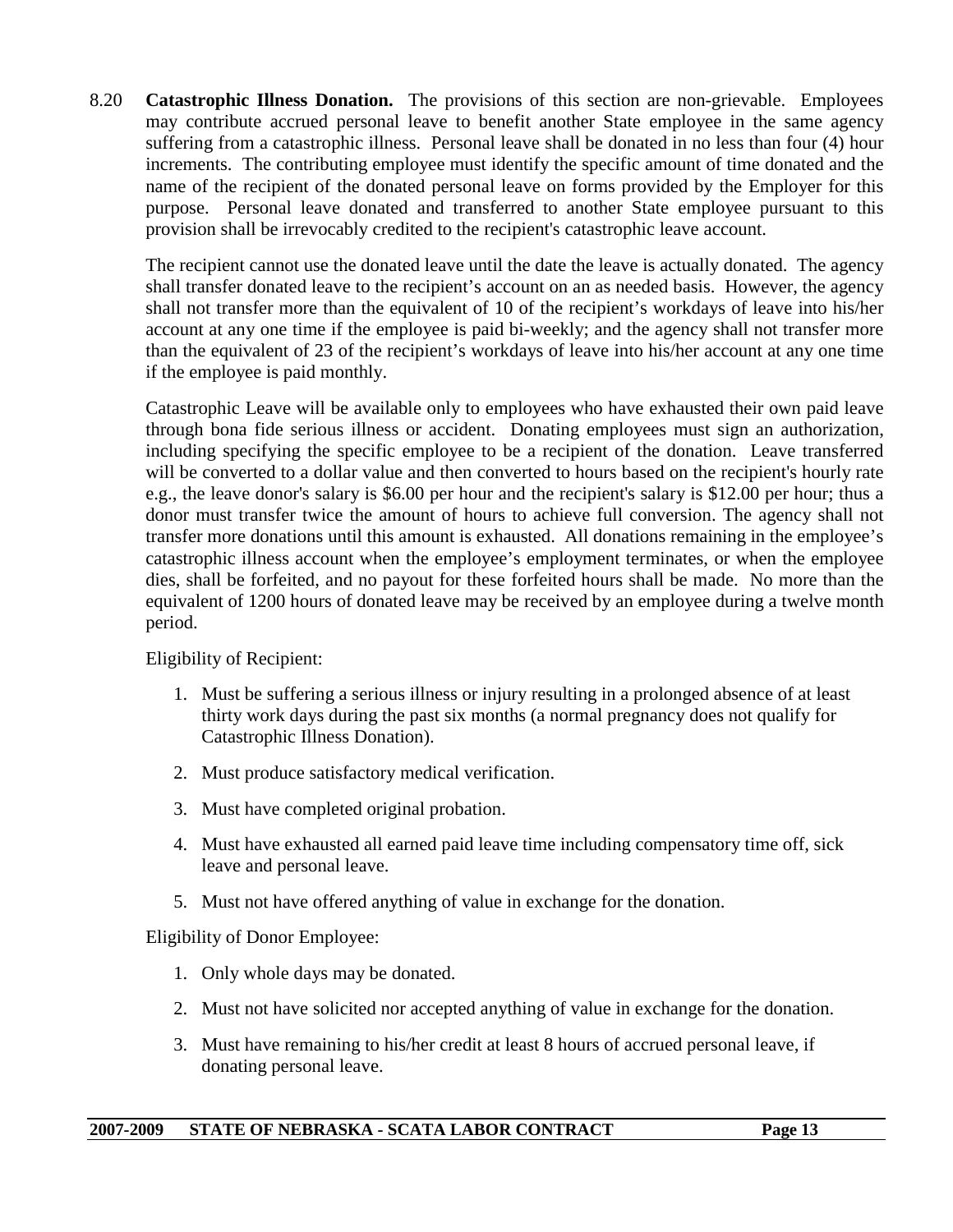8.20 **Catastrophic Illness Donation.** The provisions of this section are non-grievable. Employees may contribute accrued personal leave to benefit another State employee in the same agency suffering from a catastrophic illness. Personal leave shall be donated in no less than four (4) hour increments. The contributing employee must identify the specific amount of time donated and the name of the recipient of the donated personal leave on forms provided by the Employer for this purpose. Personal leave donated and transferred to another State employee pursuant to this provision shall be irrevocably credited to the recipient's catastrophic leave account.

The recipient cannot use the donated leave until the date the leave is actually donated. The agency shall transfer donated leave to the recipient's account on an as needed basis. However, the agency shall not transfer more than the equivalent of 10 of the recipient's workdays of leave into his/her account at any one time if the employee is paid bi-weekly; and the agency shall not transfer more than the equivalent of 23 of the recipient's workdays of leave into his/her account at any one time if the employee is paid monthly.

Catastrophic Leave will be available only to employees who have exhausted their own paid leave through bona fide serious illness or accident. Donating employees must sign an authorization, including specifying the specific employee to be a recipient of the donation. Leave transferred will be converted to a dollar value and then converted to hours based on the recipient's hourly rate e.g., the leave donor's salary is $6.00 per hour and the recipient's salary is $12.00 per hour; thus a donor must transfer twice the amount of hours to achieve full conversion. The agency shall not transfer more donations until this amount is exhausted. All donations remaining in the employee's catastrophic illness account when the employee's employment terminates, or when the employee dies, shall be forfeited, and no payout for these forfeited hours shall be made. No more than the equivalent of 1200 hours of donated leave may be received by an employee during a twelve month period.

Eligibility of Recipient:

1. Must be suffering a serious illness or injury resulting in a prolonged absence of at least thirty work days during the past six months (a normal pregnancy does not qualify for Catastrophic Illness Donation).
2. Must produce satisfactory medical verification.
3. Must have completed original probation.
4. Must have exhausted all earned paid leave time including compensatory time off, sick leave and personal leave.
5. Must not have offered anything of value in exchange for the donation.

Eligibility of Donor Employee:

1. Only whole days may be donated.
2. Must not have solicited nor accepted anything of value in exchange for the donation.
3. Must have remaining to his/her credit at least 8 hours of accrued personal leave, if donating personal leave.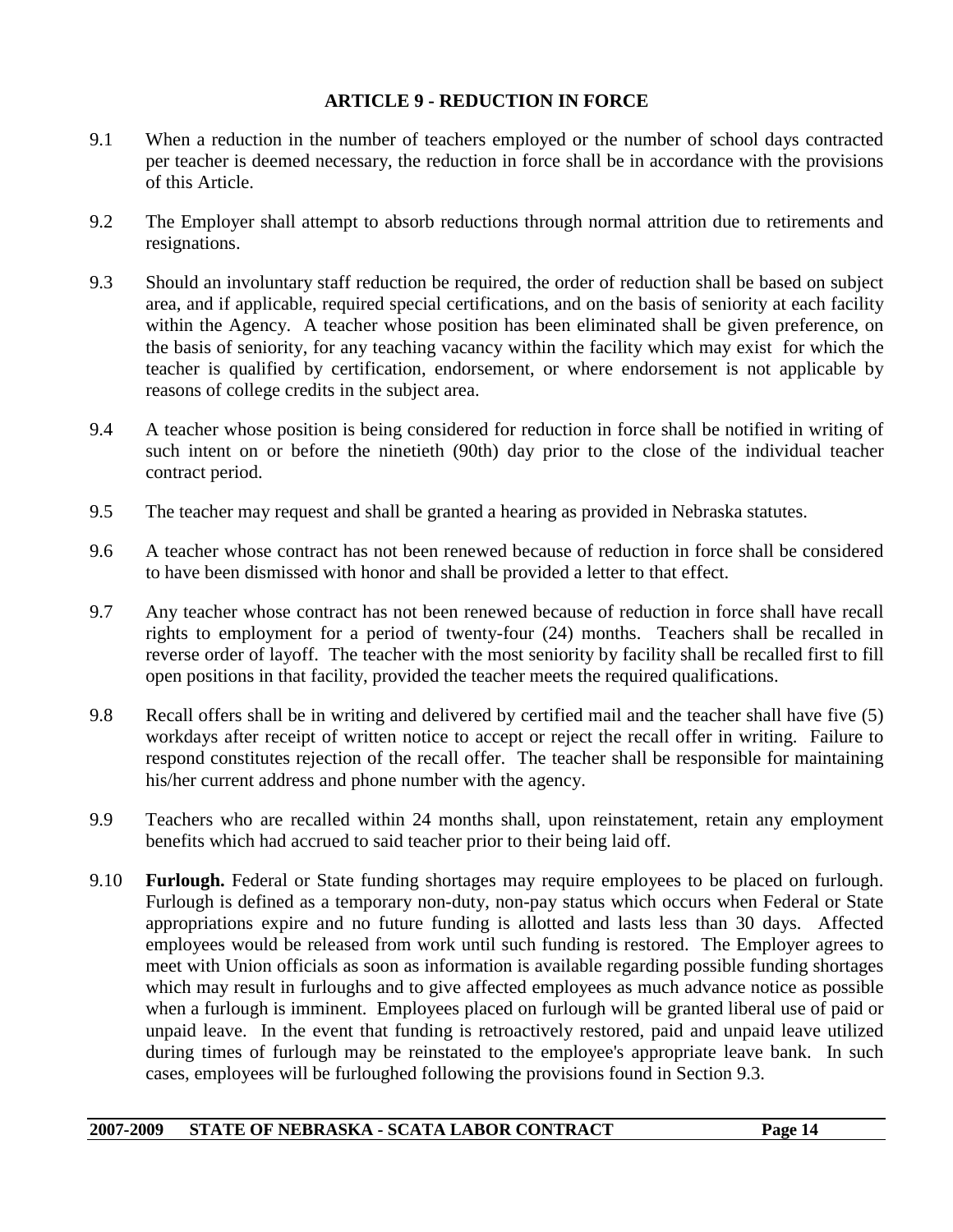## ARTICLE 9 - REDUCTION IN FORCE

9.1 When a reduction in the number of teachers employed or the number of school days contracted per teacher is deemed necessary, the reduction in force shall be in accordance with the provisions of this Article.

9.2 The Employer shall attempt to absorb reductions through normal attrition due to retirements and resignations.

9.3 Should an involuntary staff reduction be required, the order of reduction shall be based on subject area, and if applicable, required special certifications, and on the basis of seniority at each facility within the Agency. A teacher whose position has been eliminated shall be given preference, on the basis of seniority, for any teaching vacancy within the facility which may exist for which the teacher is qualified by certification, endorsement, or where endorsement is not applicable by reasons of college credits in the subject area.

9.4 A teacher whose position is being considered for reduction in force shall be notified in writing of such intent on or before the ninetieth (90th) day prior to the close of the individual teacher contract period.

9.5 The teacher may request and shall be granted a hearing as provided in Nebraska statutes.

9.6 A teacher whose contract has not been renewed because of reduction in force shall be considered to have been dismissed with honor and shall be provided a letter to that effect.

9.7 Any teacher whose contract has not been renewed because of reduction in force shall have recall rights to employment for a period of twenty-four (24) months. Teachers shall be recalled in reverse order of layoff. The teacher with the most seniority by facility shall be recalled first to fill open positions in that facility, provided the teacher meets the required qualifications.

9.8 Recall offers shall be in writing and delivered by certified mail and the teacher shall have five (5) workdays after receipt of written notice to accept or reject the recall offer in writing. Failure to respond constitutes rejection of the recall offer. The teacher shall be responsible for maintaining his/her current address and phone number with the agency.

9.9 Teachers who are recalled within 24 months shall, upon reinstatement, retain any employment benefits which had accrued to said teacher prior to their being laid off.

9.10 **Furlough.** Federal or State funding shortages may require employees to be placed on furlough. Furlough is defined as a temporary non-duty, non-pay status which occurs when Federal or State appropriations expire and no future funding is allotted and lasts less than 30 days. Affected employees would be released from work until such funding is restored. The Employer agrees to meet with Union officials as soon as information is available regarding possible funding shortages which may result in furloughs and to give affected employees as much advance notice as possible when a furlough is imminent. Employees placed on furlough will be granted liberal use of paid or unpaid leave. In the event that funding is retroactively restored, paid and unpaid leave utilized during times of furlough may be reinstated to the employee's appropriate leave bank. In such cases, employees will be furloughed following the provisions found in Section 9.3.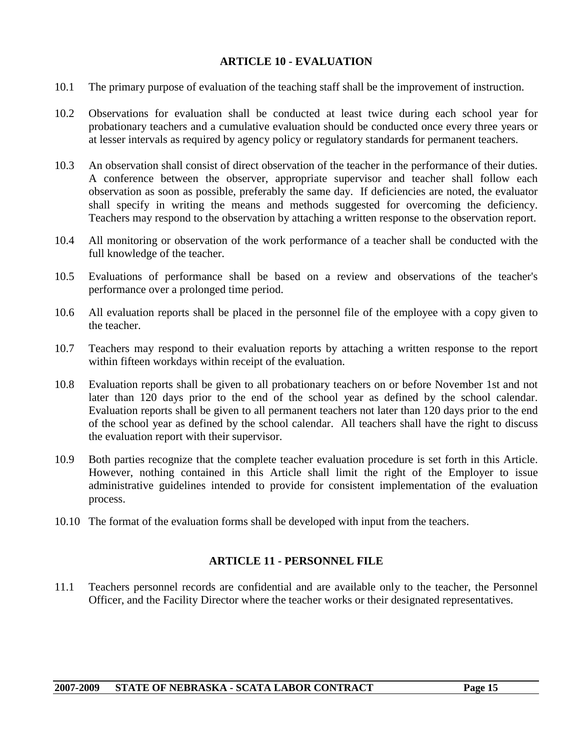## ARTICLE 10 - EVALUATION

10.1 The primary purpose of evaluation of the teaching staff shall be the improvement of instruction.

10.2 Observations for evaluation shall be conducted at least twice during each school year for probationary teachers and a cumulative evaluation should be conducted once every three years or at lesser intervals as required by agency policy or regulatory standards for permanent teachers.

10.3 An observation shall consist of direct observation of the teacher in the performance of their duties. A conference between the observer, appropriate supervisor and teacher shall follow each observation as soon as possible, preferably the same day. If deficiencies are noted, the evaluator shall specify in writing the means and methods suggested for overcoming the deficiency. Teachers may respond to the observation by attaching a written response to the observation report.

10.4 All monitoring or observation of the work performance of a teacher shall be conducted with the full knowledge of the teacher.

10.5 Evaluations of performance shall be based on a review and observations of the teacher's performance over a prolonged time period.

10.6 All evaluation reports shall be placed in the personnel file of the employee with a copy given to the teacher.

10.7 Teachers may respond to their evaluation reports by attaching a written response to the report within fifteen workdays within receipt of the evaluation.

10.8 Evaluation reports shall be given to all probationary teachers on or before November 1st and not later than 120 days prior to the end of the school year as defined by the school calendar. Evaluation reports shall be given to all permanent teachers not later than 120 days prior to the end of the school year as defined by the school calendar. All teachers shall have the right to discuss the evaluation report with their supervisor.

10.9 Both parties recognize that the complete teacher evaluation procedure is set forth in this Article. However, nothing contained in this Article shall limit the right of the Employer to issue administrative guidelines intended to provide for consistent implementation of the evaluation process.

10.10 The format of the evaluation forms shall be developed with input from the teachers.

## ARTICLE 11 - PERSONNEL FILE

11.1 Teachers personnel records are confidential and are available only to the teacher, the Personnel Officer, and the Facility Director where the teacher works or their designated representatives.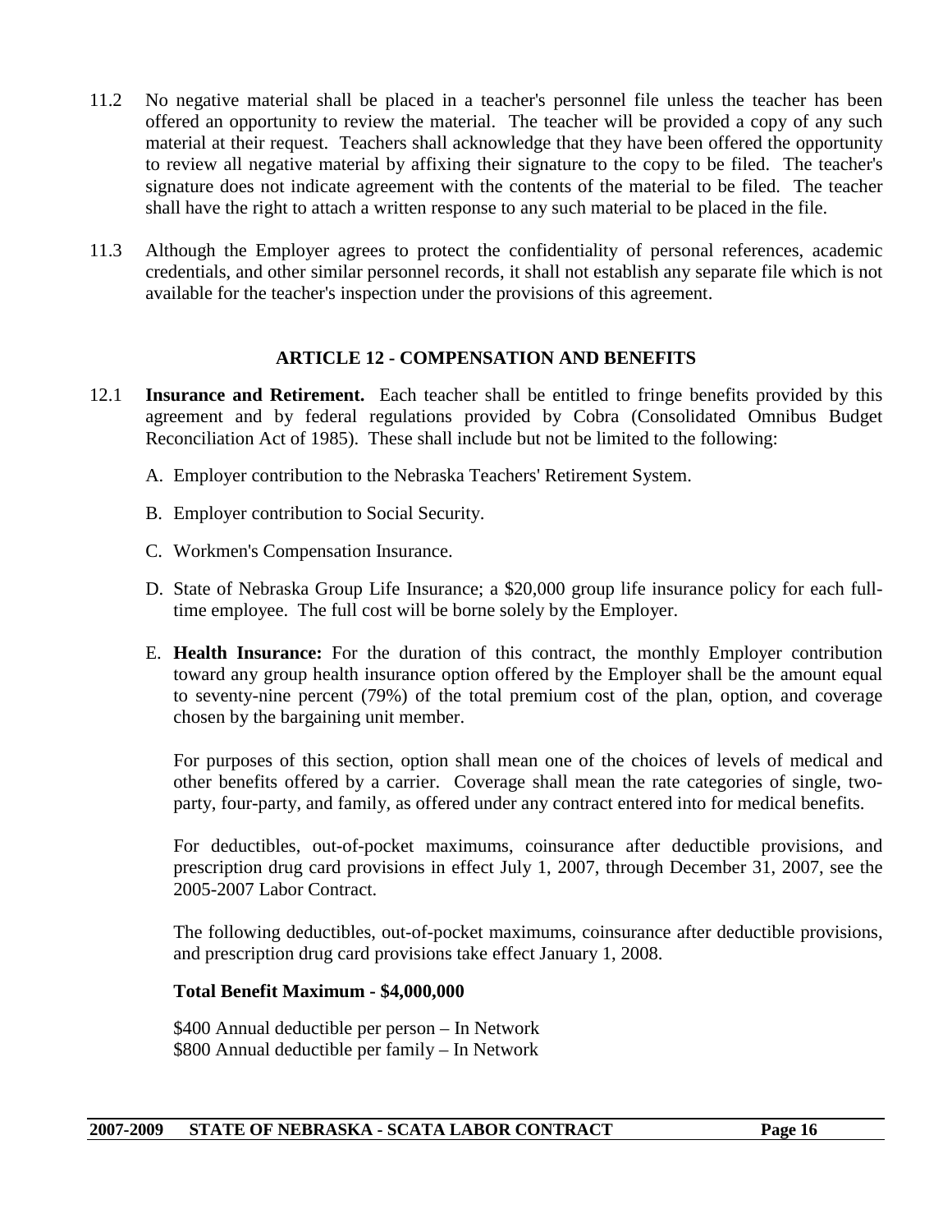11.2 No negative material shall be placed in a teacher's personnel file unless the teacher has been offered an opportunity to review the material. The teacher will be provided a copy of any such material at their request. Teachers shall acknowledge that they have been offered the opportunity to review all negative material by affixing their signature to the copy to be filed. The teacher's signature does not indicate agreement with the contents of the material to be filed. The teacher shall have the right to attach a written response to any such material to be placed in the file.

11.3 Although the Employer agrees to protect the confidentiality of personal references, academic credentials, and other similar personnel records, it shall not establish any separate file which is not available for the teacher's inspection under the provisions of this agreement.

## ARTICLE 12 - COMPENSATION AND BENEFITS

12.1 **Insurance and Retirement.** Each teacher shall be entitled to fringe benefits provided by this agreement and by federal regulations provided by Cobra (Consolidated Omnibus Budget Reconciliation Act of 1985). These shall include but not be limited to the following:

A. Employer contribution to the Nebraska Teachers' Retirement System.

B. Employer contribution to Social Security.

C. Workmen's Compensation Insurance.

D. State of Nebraska Group Life Insurance; a $20,000 group life insurance policy for each full-time employee. The full cost will be borne solely by the Employer.

E. **Health Insurance:** For the duration of this contract, the monthly Employer contribution toward any group health insurance option offered by the Employer shall be the amount equal to seventy-nine percent (79%) of the total premium cost of the plan, option, and coverage chosen by the bargaining unit member.

For purposes of this section, option shall mean one of the choices of levels of medical and other benefits offered by a carrier. Coverage shall mean the rate categories of single, two-party, four-party, and family, as offered under any contract entered into for medical benefits.

For deductibles, out-of-pocket maximums, coinsurance after deductible provisions, and prescription drug card provisions in effect July 1, 2007, through December 31, 2007, see the 2005-2007 Labor Contract.

The following deductibles, out-of-pocket maximums, coinsurance after deductible provisions, and prescription drug card provisions take effect January 1, 2008.

**Total Benefit Maximum - $4,000,000**

$400 Annual deductible per person – In Network
$800 Annual deductible per family – In Network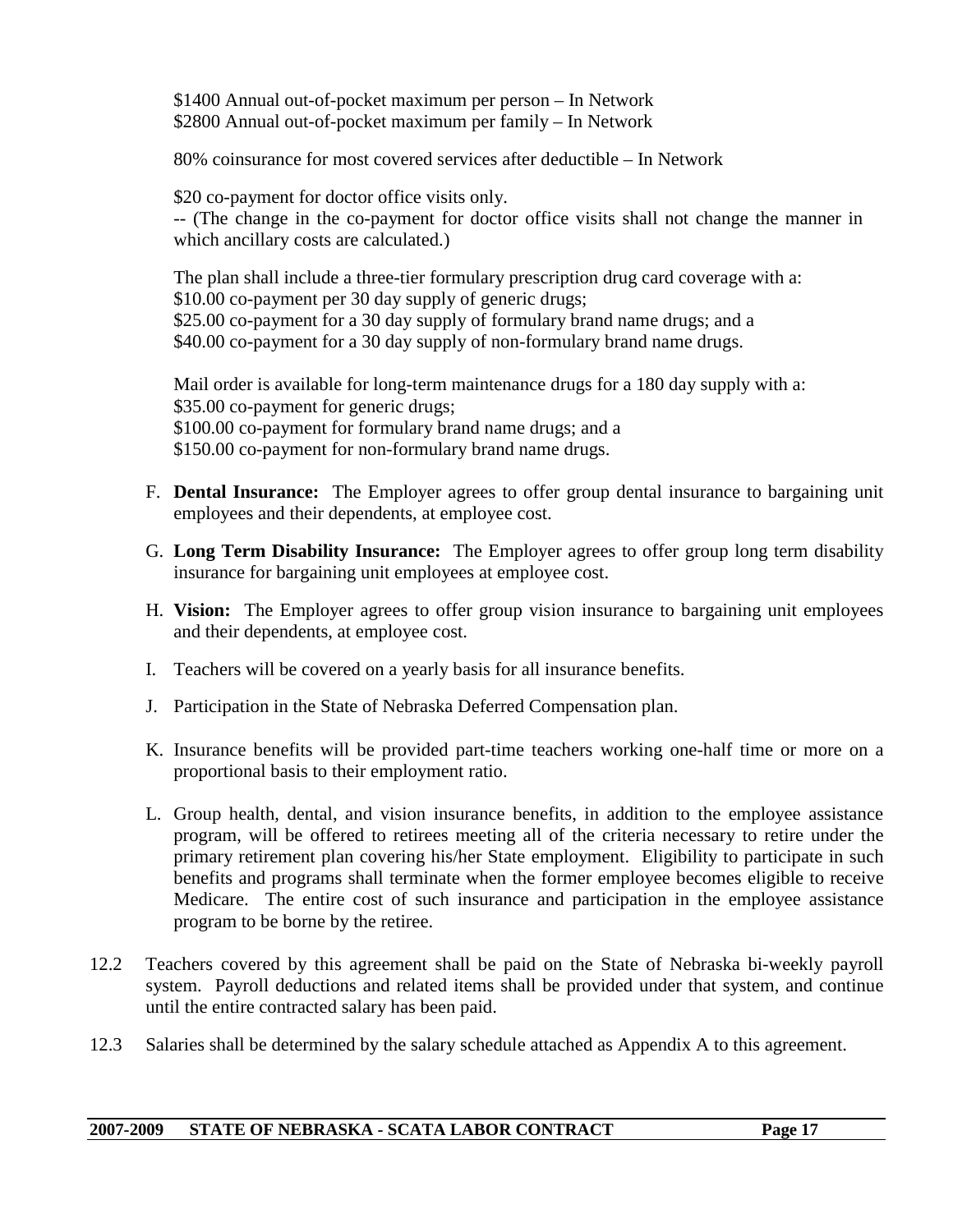$1400 Annual out-of-pocket maximum per person – In Network
$2800 Annual out-of-pocket maximum per family – In Network

80% coinsurance for most covered services after deductible – In Network

$20 co-payment for doctor office visits only.
-- (The change in the co-payment for doctor office visits shall not change the manner in which ancillary costs are calculated.)

The plan shall include a three-tier formulary prescription drug card coverage with a:
$10.00 co-payment per 30 day supply of generic drugs;
$25.00 co-payment for a 30 day supply of formulary brand name drugs; and a
$40.00 co-payment for a 30 day supply of non-formulary brand name drugs.

Mail order is available for long-term maintenance drugs for a 180 day supply with a:
$35.00 co-payment for generic drugs;
$100.00 co-payment for formulary brand name drugs; and a
$150.00 co-payment for non-formulary brand name drugs.

F. **Dental Insurance:** The Employer agrees to offer group dental insurance to bargaining unit employees and their dependents, at employee cost.

G. **Long Term Disability Insurance:** The Employer agrees to offer group long term disability insurance for bargaining unit employees at employee cost.

H. **Vision:** The Employer agrees to offer group vision insurance to bargaining unit employees and their dependents, at employee cost.

I. Teachers will be covered on a yearly basis for all insurance benefits.

J. Participation in the State of Nebraska Deferred Compensation plan.

K. Insurance benefits will be provided part-time teachers working one-half time or more on a proportional basis to their employment ratio.

L. Group health, dental, and vision insurance benefits, in addition to the employee assistance program, will be offered to retirees meeting all of the criteria necessary to retire under the primary retirement plan covering his/her State employment. Eligibility to participate in such benefits and programs shall terminate when the former employee becomes eligible to receive Medicare. The entire cost of such insurance and participation in the employee assistance program to be borne by the retiree.

12.2 Teachers covered by this agreement shall be paid on the State of Nebraska bi-weekly payroll system. Payroll deductions and related items shall be provided under that system, and continue until the entire contracted salary has been paid.

12.3 Salaries shall be determined by the salary schedule attached as Appendix A to this agreement.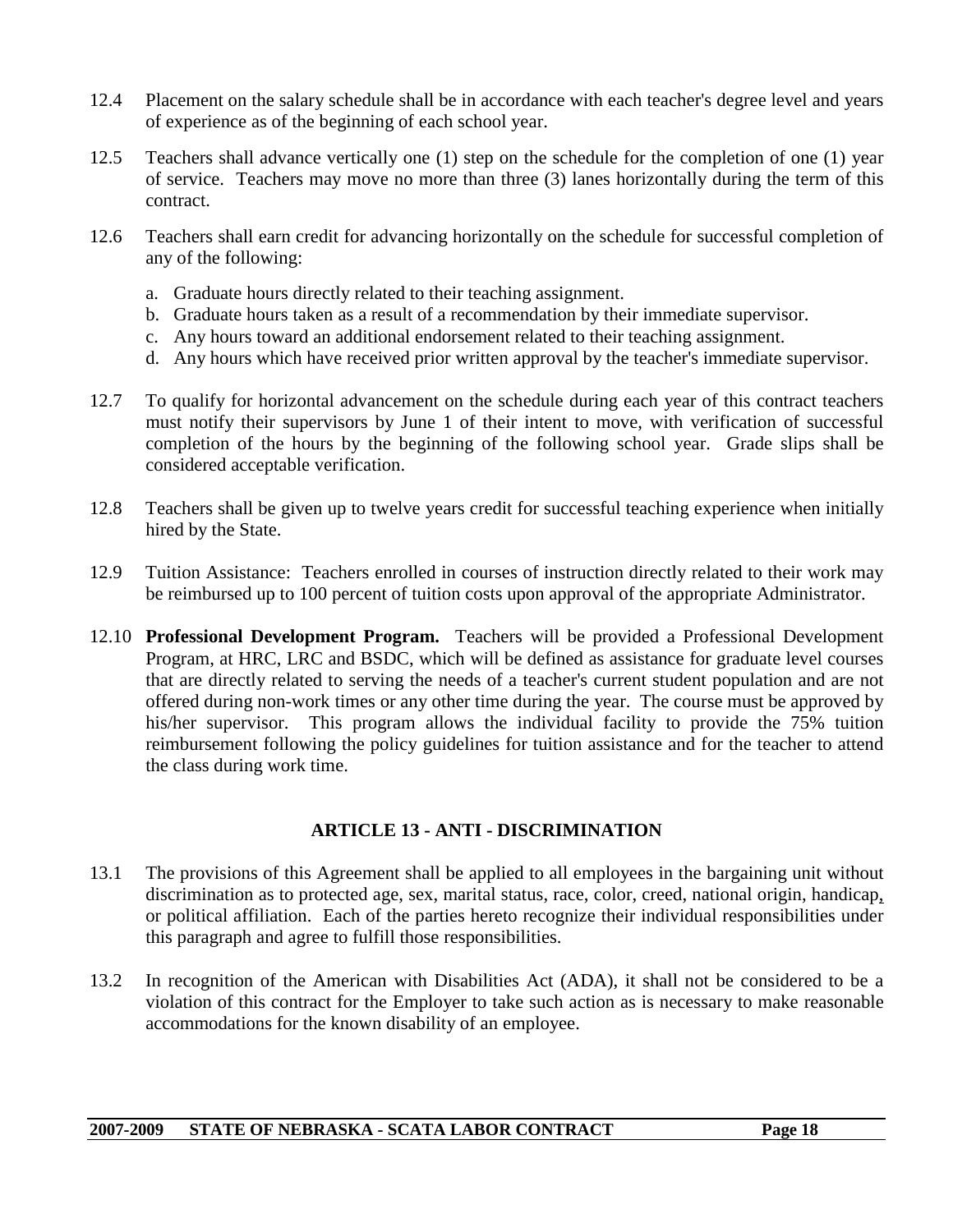12.4 Placement on the salary schedule shall be in accordance with each teacher's degree level and years of experience as of the beginning of each school year.

12.5 Teachers shall advance vertically one (1) step on the schedule for the completion of one (1) year of service. Teachers may move no more than three (3) lanes horizontally during the term of this contract.

12.6 Teachers shall earn credit for advancing horizontally on the schedule for successful completion of any of the following:

a. Graduate hours directly related to their teaching assignment.
b. Graduate hours taken as a result of a recommendation by their immediate supervisor.
c. Any hours toward an additional endorsement related to their teaching assignment.
d. Any hours which have received prior written approval by the teacher's immediate supervisor.

12.7 To qualify for horizontal advancement on the schedule during each year of this contract teachers must notify their supervisors by June 1 of their intent to move, with verification of successful completion of the hours by the beginning of the following school year. Grade slips shall be considered acceptable verification.

12.8 Teachers shall be given up to twelve years credit for successful teaching experience when initially hired by the State.

12.9 Tuition Assistance: Teachers enrolled in courses of instruction directly related to their work may be reimbursed up to 100 percent of tuition costs upon approval of the appropriate Administrator.

12.10 **Professional Development Program.** Teachers will be provided a Professional Development Program, at HRC, LRC and BSDC, which will be defined as assistance for graduate level courses that are directly related to serving the needs of a teacher's current student population and are not offered during non-work times or any other time during the year. The course must be approved by his/her supervisor. This program allows the individual facility to provide the 75% tuition reimbursement following the policy guidelines for tuition assistance and for the teacher to attend the class during work time.

## ARTICLE 13 - ANTI - DISCRIMINATION

13.1 The provisions of this Agreement shall be applied to all employees in the bargaining unit without discrimination as to protected age, sex, marital status, race, color, creed, national origin, handicap, or political affiliation. Each of the parties hereto recognize their individual responsibilities under this paragraph and agree to fulfill those responsibilities.

13.2 In recognition of the American with Disabilities Act (ADA), it shall not be considered to be a violation of this contract for the Employer to take such action as is necessary to make reasonable accommodations for the known disability of an employee.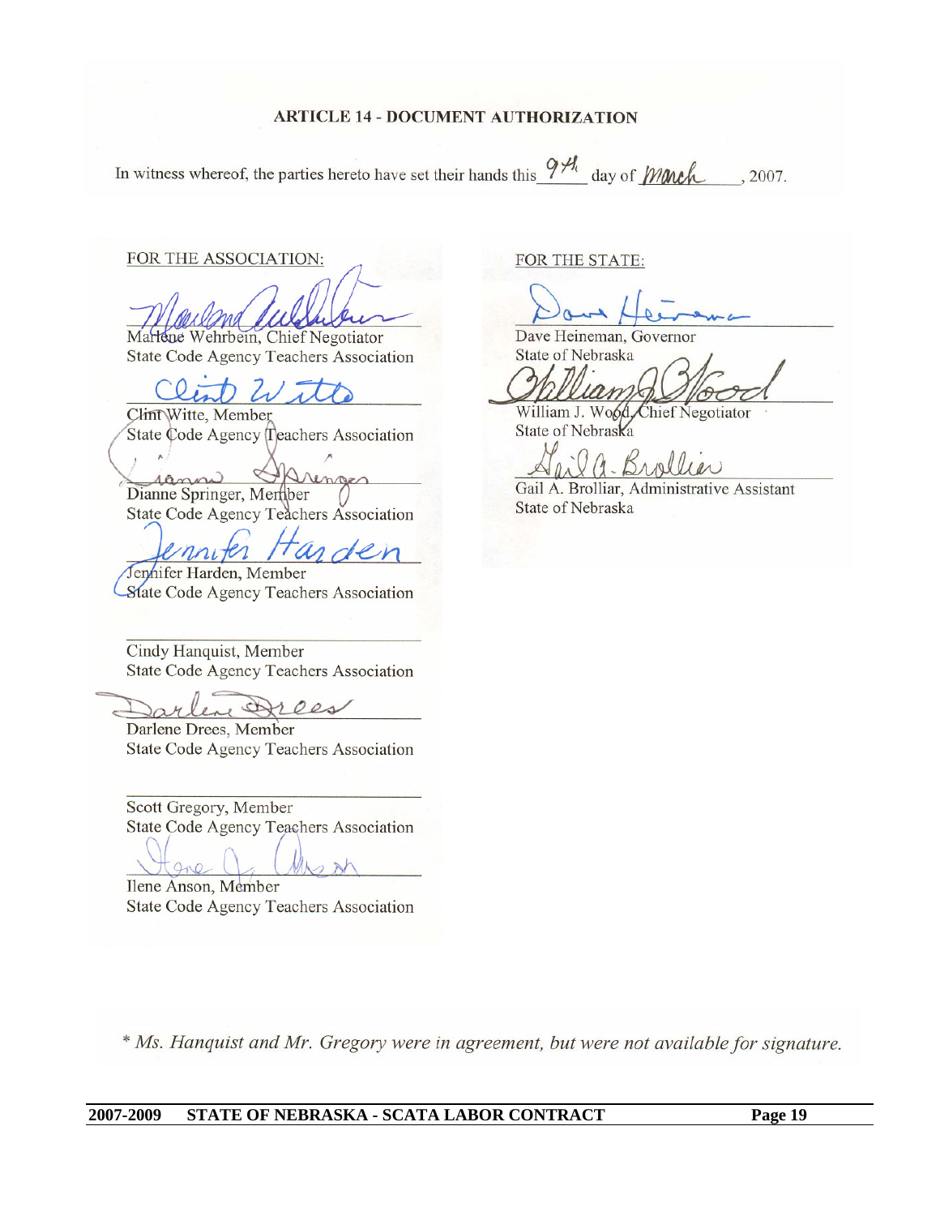## ARTICLE 14 - DOCUMENT AUTHORIZATION

In witness whereof, the parties hereto have set their hands this 9th day of March, 2007.

FOR THE ASSOCIATION:

Marlene Wehrbein, Chief Negotiator
State Code Agency Teachers Association

Clint Witte, Member
State Code Agency Teachers Association

Dianne Springer, Member
State Code Agency Teachers Association

Jennifer Harden, Member
State Code Agency Teachers Association

Cindy Hanquist, Member
State Code Agency Teachers Association

Darlene Drees, Member
State Code Agency Teachers Association

Scott Gregory, Member
State Code Agency Teachers Association

Ilene Anson, Member
State Code Agency Teachers Association

FOR THE STATE:

Dave Heineman, Governor
State of Nebraska

William J. Wood, Chief Negotiator
State of Nebraska

Gail A. Brolliar, Administrative Assistant
State of Nebraska

*\* Ms. Hanquist and Mr. Gregory were in agreement, but were not available for signature.*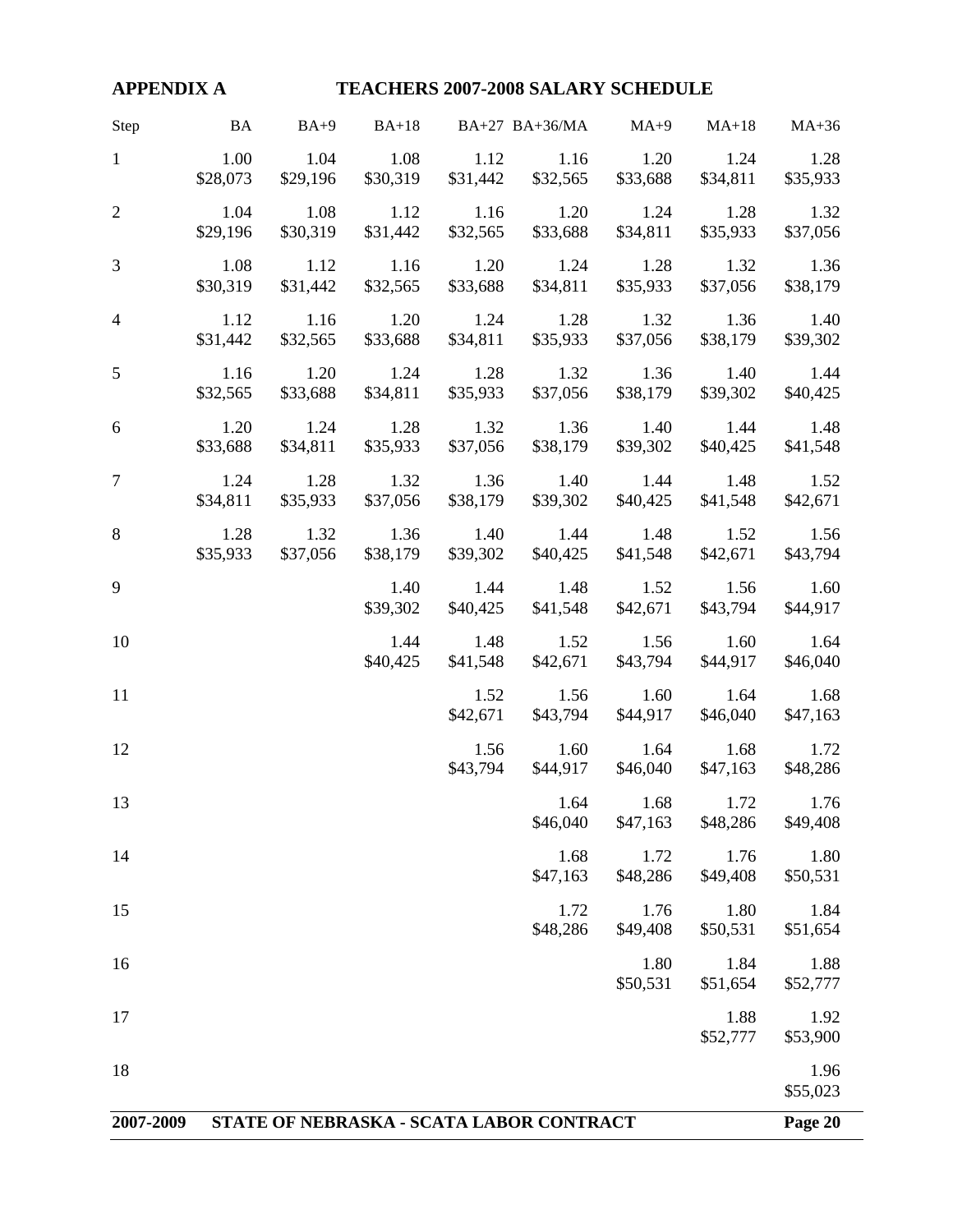**APPENDIX A** **TEACHERS 2007-2008 SALARY SCHEDULE**

| Step | BA | BA+9 | BA+18 | BA+27 | BA+36/MA | MA+9 | MA+18 | MA+36 |
|---|---|---|---|---|---|---|---|---|
| 1 | 1.00<br>$28,073 | 1.04<br>$29,196 | 1.08<br>$30,319 | 1.12<br>$31,442 | 1.16<br>$32,565 | 1.20<br>$33,688 | 1.24<br>$34,811 | 1.28<br>$35,933 |
| 2 | 1.04<br>$29,196 | 1.08<br>$30,319 | 1.12<br>$31,442 | 1.16<br>$32,565 | 1.20<br>$33,688 | 1.24<br>$34,811 | 1.28<br>$35,933 | 1.32<br>$37,056 |
| 3 | 1.08<br>$30,319 | 1.12<br>$31,442 | 1.16<br>$32,565 | 1.20<br>$33,688 | 1.24<br>$34,811 | 1.28<br>$35,933 | 1.32<br>$37,056 | 1.36<br>$38,179 |
| 4 | 1.12<br>$31,442 | 1.16<br>$32,565 | 1.20<br>$33,688 | 1.24<br>$34,811 | 1.28<br>$35,933 | 1.32<br>$37,056 | 1.36<br>$38,179 | 1.40<br>$39,302 |
| 5 | 1.16<br>$32,565 | 1.20<br>$33,688 | 1.24<br>$34,811 | 1.28<br>$35,933 | 1.32<br>$37,056 | 1.36<br>$38,179 | 1.40<br>$39,302 | 1.44<br>$40,425 |
| 6 | 1.20<br>$33,688 | 1.24<br>$34,811 | 1.28<br>$35,933 | 1.32<br>$37,056 | 1.36<br>$38,179 | 1.40<br>$39,302 | 1.44<br>$40,425 | 1.48<br>$41,548 |
| 7 | 1.24<br>$34,811 | 1.28<br>$35,933 | 1.32<br>$37,056 | 1.36<br>$38,179 | 1.40<br>$39,302 | 1.44<br>$40,425 | 1.48<br>$41,548 | 1.52<br>$42,671 |
| 8 | 1.28<br>$35,933 | 1.32<br>$37,056 | 1.36<br>$38,179 | 1.40<br>$39,302 | 1.44<br>$40,425 | 1.48<br>$41,548 | 1.52<br>$42,671 | 1.56<br>$43,794 |
| 9 | | | 1.40<br>$39,302 | 1.44<br>$40,425 | 1.48<br>$41,548 | 1.52<br>$42,671 | 1.56<br>$43,794 | 1.60<br>$44,917 |
| 10 | | | 1.44<br>$40,425 | 1.48<br>$41,548 | 1.52<br>$42,671 | 1.56<br>$43,794 | 1.60<br>$44,917 | 1.64<br>$46,040 |
| 11 | | | | 1.52<br>$42,671 | 1.56<br>$43,794 | 1.60<br>$44,917 | 1.64<br>$46,040 | 1.68<br>$47,163 |
| 12 | | | | 1.56<br>$43,794 | 1.60<br>$44,917 | 1.64<br>$46,040 | 1.68<br>$47,163 | 1.72<br>$48,286 |
| 13 | | | | | 1.64<br>$46,040 | 1.68<br>$47,163 | 1.72<br>$48,286 | 1.76<br>$49,408 |
| 14 | | | | | 1.68<br>$47,163 | 1.72<br>$48,286 | 1.76<br>$49,408 | 1.80<br>$50,531 |
| 15 | | | | | 1.72<br>$48,286 | 1.76<br>$49,408 | 1.80<br>$50,531 | 1.84<br>$51,654 |
| 16 | | | | | | 1.80<br>$50,531 | 1.84<br>$51,654 | 1.88<br>$52,777 |
| 17 | | | | | | | 1.88<br>$52,777 | 1.92<br>$53,900 |
| 18 | | | | | | | | 1.96<br>$55,023 |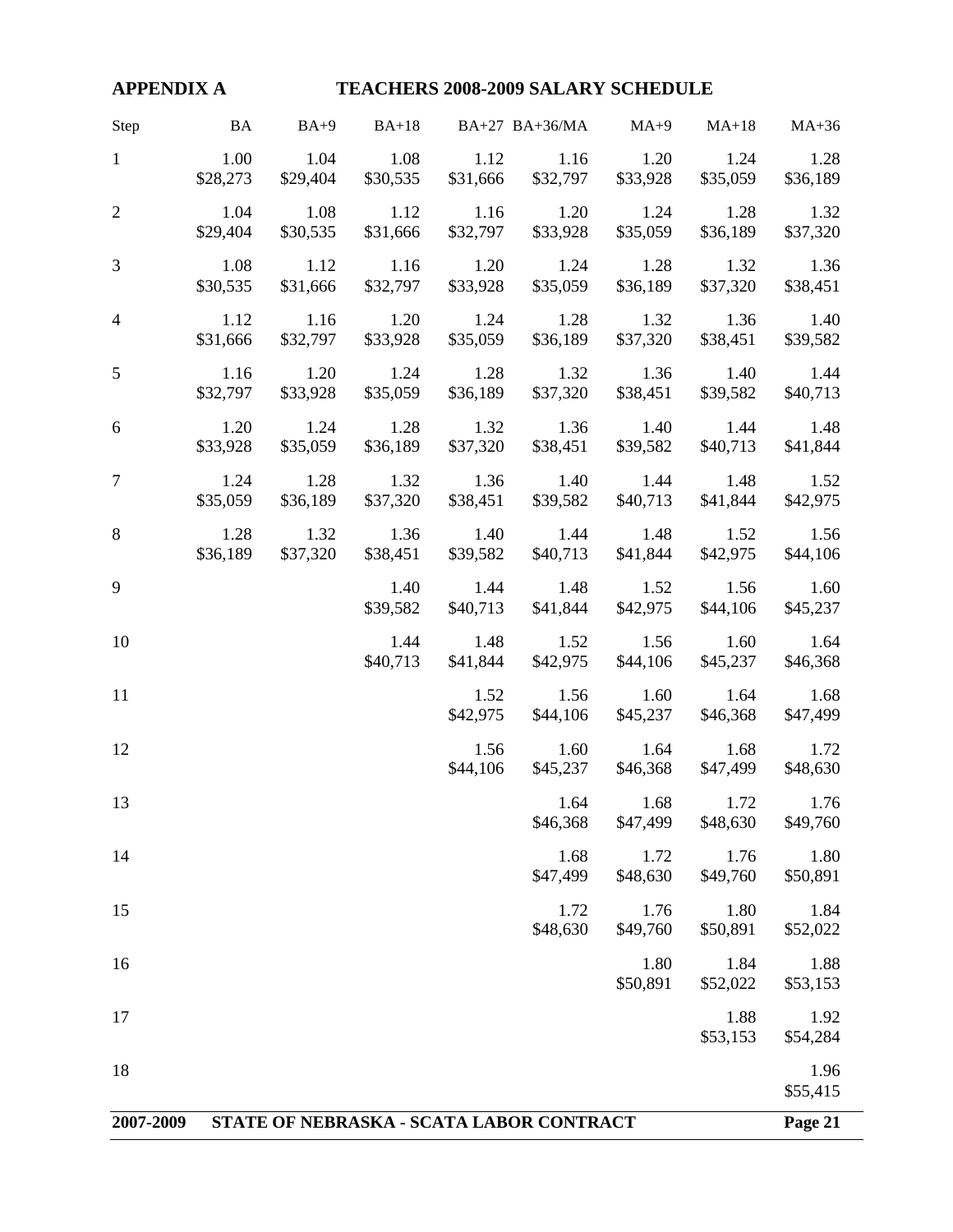## APPENDIX A TEACHERS 2008-2009 SALARY SCHEDULE

| Step | BA | BA+9 | BA+18 | BA+27 | BA+36/MA | MA+9 | MA+18 | MA+36 |
|---|---|---|---|---|---|---|---|---|
| 1 | 1.00<br>$28,273 | 1.04<br>$29,404 | 1.08<br>$30,535 | 1.12<br>$31,666 | 1.16<br>$32,797 | 1.20<br>$33,928 | 1.24<br>$35,059 | 1.28<br>$36,189 |
| 2 | 1.04<br>$29,404 | 1.08<br>$30,535 | 1.12<br>$31,666 | 1.16<br>$32,797 | 1.20<br>$33,928 | 1.24<br>$35,059 | 1.28<br>$36,189 | 1.32<br>$37,320 |
| 3 | 1.08<br>$30,535 | 1.12<br>$31,666 | 1.16<br>$32,797 | 1.20<br>$33,928 | 1.24<br>$35,059 | 1.28<br>$36,189 | 1.32<br>$37,320 | 1.36<br>$38,451 |
| 4 | 1.12<br>$31,666 | 1.16<br>$32,797 | 1.20<br>$33,928 | 1.24<br>$35,059 | 1.28<br>$36,189 | 1.32<br>$37,320 | 1.36<br>$38,451 | 1.40<br>$39,582 |
| 5 | 1.16<br>$32,797 | 1.20<br>$33,928 | 1.24<br>$35,059 | 1.28<br>$36,189 | 1.32<br>$37,320 | 1.36<br>$38,451 | 1.40<br>$39,582 | 1.44<br>$40,713 |
| 6 | 1.20<br>$33,928 | 1.24<br>$35,059 | 1.28<br>$36,189 | 1.32<br>$37,320 | 1.36<br>$38,451 | 1.40<br>$39,582 | 1.44<br>$40,713 | 1.48<br>$41,844 |
| 7 | 1.24<br>$35,059 | 1.28<br>$36,189 | 1.32<br>$37,320 | 1.36<br>$38,451 | 1.40<br>$39,582 | 1.44<br>$40,713 | 1.48<br>$41,844 | 1.52<br>$42,975 |
| 8 | 1.28<br>$36,189 | 1.32<br>$37,320 | 1.36<br>$38,451 | 1.40<br>$39,582 | 1.44<br>$40,713 | 1.48<br>$41,844 | 1.52<br>$42,975 | 1.56<br>$44,106 |
| 9 | | | 1.40<br>$39,582 | 1.44<br>$40,713 | 1.48<br>$41,844 | 1.52<br>$42,975 | 1.56<br>$44,106 | 1.60<br>$45,237 |
| 10 | | | 1.44<br>$40,713 | 1.48<br>$41,844 | 1.52<br>$42,975 | 1.56<br>$44,106 | 1.60<br>$45,237 | 1.64<br>$46,368 |
| 11 | | | | 1.52<br>$42,975 | 1.56<br>$44,106 | 1.60<br>$45,237 | 1.64<br>$46,368 | 1.68<br>$47,499 |
| 12 | | | | 1.56<br>$44,106 | 1.60<br>$45,237 | 1.64<br>$46,368 | 1.68<br>$47,499 | 1.72<br>$48,630 |
| 13 | | | | | 1.64<br>$46,368 | 1.68<br>$47,499 | 1.72<br>$48,630 | 1.76<br>$49,760 |
| 14 | | | | | 1.68<br>$47,499 | 1.72<br>$48,630 | 1.76<br>$49,760 | 1.80<br>$50,891 |
| 15 | | | | | 1.72<br>$48,630 | 1.76<br>$49,760 | 1.80<br>$50,891 | 1.84<br>$52,022 |
| 16 | | | | | | 1.80<br>$50,891 | 1.84<br>$52,022 | 1.88<br>$53,153 |
| 17 | | | | | | | 1.88<br>$53,153 | 1.92<br>$54,284 |
| 18 | | | | | | | | 1.96<br>$55,415 |